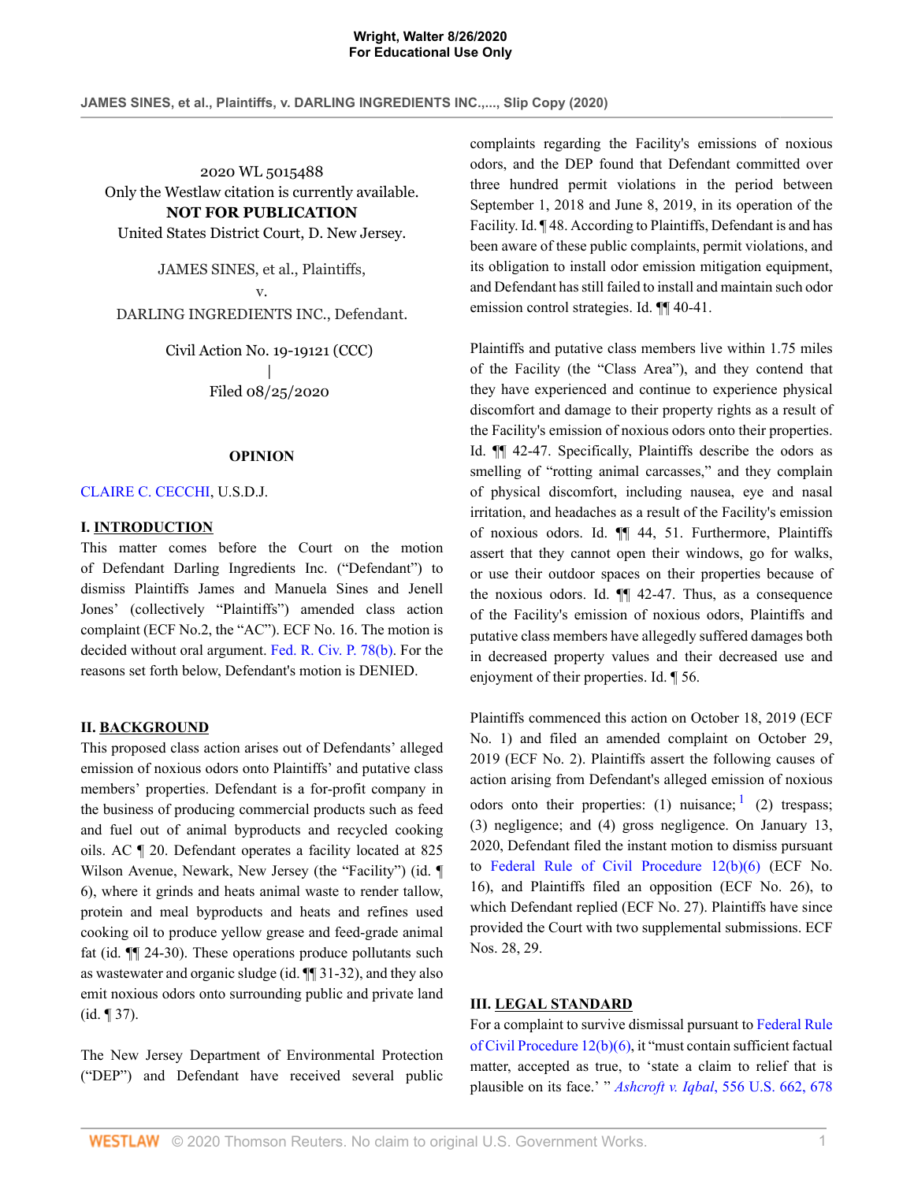2020 WL 5015488
Only the Westlaw citation is currently available.
**NOT FOR PUBLICATION**
United States District Court, D. New Jersey.

JAMES SINES, et al., Plaintiffs,
v.
DARLING INGREDIENTS INC., Defendant.

Civil Action No. 19-19121 (CCC)
|
Filed 08/25/2020

**OPINION**

CLAIRE C. CECCHI, U.S.D.J.

## I. INTRODUCTION

This matter comes before the Court on the motion of Defendant Darling Ingredients Inc. ("Defendant") to dismiss Plaintiffs James and Manuela Sines and Jenell Jones' (collectively "Plaintiffs") amended class action complaint (ECF No.2, the "AC"). ECF No. 16. The motion is decided without oral argument. Fed. R. Civ. P. 78(b). For the reasons set forth below, Defendant's motion is DENIED.

## II. BACKGROUND

This proposed class action arises out of Defendants' alleged emission of noxious odors onto Plaintiffs' and putative class members' properties. Defendant is a for-profit company in the business of producing commercial products such as feed and fuel out of animal byproducts and recycled cooking oils. AC ¶ 20. Defendant operates a facility located at 825 Wilson Avenue, Newark, New Jersey (the "Facility") (id. ¶ 6), where it grinds and heats animal waste to render tallow, protein and meal byproducts and heats and refines used cooking oil to produce yellow grease and feed-grade animal fat (id. ¶¶ 24-30). These operations produce pollutants such as wastewater and organic sludge (id. ¶¶ 31-32), and they also emit noxious odors onto surrounding public and private land (id. ¶ 37).

The New Jersey Department of Environmental Protection ("DEP") and Defendant have received several public complaints regarding the Facility's emissions of noxious odors, and the DEP found that Defendant committed over three hundred permit violations in the period between September 1, 2018 and June 8, 2019, in its operation of the Facility. Id. ¶ 48. According to Plaintiffs, Defendant is and has been aware of these public complaints, permit violations, and its obligation to install odor emission mitigation equipment, and Defendant has still failed to install and maintain such odor emission control strategies. Id. ¶¶ 40-41.

Plaintiffs and putative class members live within 1.75 miles of the Facility (the "Class Area"), and they contend that they have experienced and continue to experience physical discomfort and damage to their property rights as a result of the Facility's emission of noxious odors onto their properties. Id. ¶¶ 42-47. Specifically, Plaintiffs describe the odors as smelling of "rotting animal carcasses," and they complain of physical discomfort, including nausea, eye and nasal irritation, and headaches as a result of the Facility's emission of noxious odors. Id. ¶¶ 44, 51. Furthermore, Plaintiffs assert that they cannot open their windows, go for walks, or use their outdoor spaces on their properties because of the noxious odors. Id. ¶¶ 42-47. Thus, as a consequence of the Facility's emission of noxious odors, Plaintiffs and putative class members have allegedly suffered damages both in decreased property values and their decreased use and enjoyment of their properties. Id. ¶ 56.

Plaintiffs commenced this action on October 18, 2019 (ECF No. 1) and filed an amended complaint on October 29, 2019 (ECF No. 2). Plaintiffs assert the following causes of action arising from Defendant's alleged emission of noxious odors onto their properties: (1) nuisance;[1] (2) trespass; (3) negligence; and (4) gross negligence. On January 13, 2020, Defendant filed the instant motion to dismiss pursuant to Federal Rule of Civil Procedure 12(b)(6) (ECF No. 16), and Plaintiffs filed an opposition (ECF No. 26), to which Defendant replied (ECF No. 27). Plaintiffs have since provided the Court with two supplemental submissions. ECF Nos. 28, 29.

## III. LEGAL STANDARD

For a complaint to survive dismissal pursuant to Federal Rule of Civil Procedure 12(b)(6), it "must contain sufficient factual matter, accepted as true, to 'state a claim to relief that is plausible on its face.' " *Ashcroft v. Iqbal*, 556 U.S. 662, 678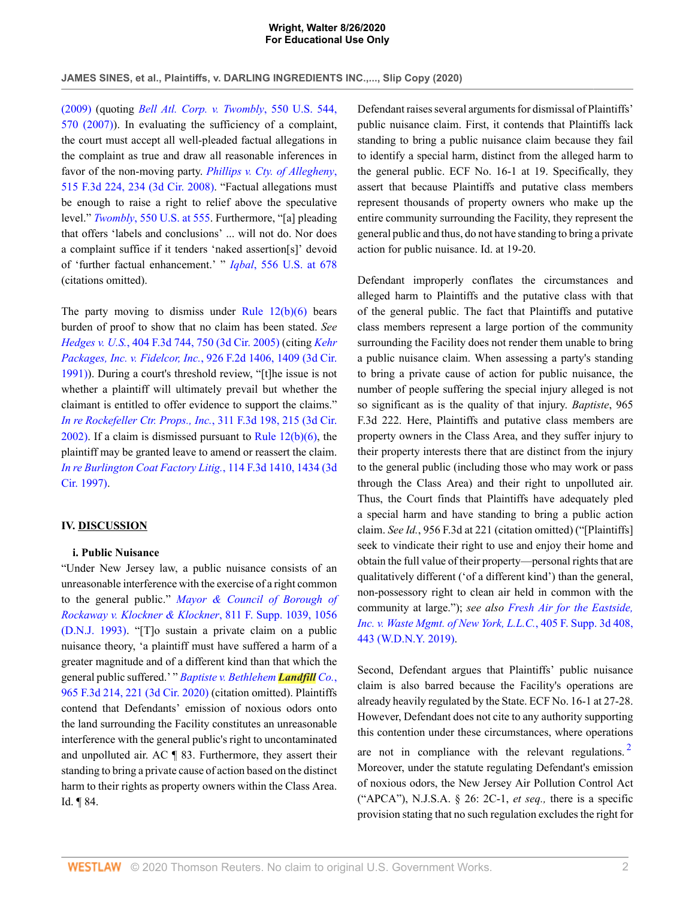(2009) (quoting *Bell Atl. Corp. v. Twombly*, 550 U.S. 544, 570 (2007)). In evaluating the sufficiency of a complaint, the court must accept all well-pleaded factual allegations in the complaint as true and draw all reasonable inferences in favor of the non-moving party. *Phillips v. Cty. of Allegheny*, 515 F.3d 224, 234 (3d Cir. 2008). "Factual allegations must be enough to raise a right to relief above the speculative level." *Twombly*, 550 U.S. at 555. Furthermore, "[a] pleading that offers 'labels and conclusions' ... will not do. Nor does a complaint suffice if it tenders 'naked assertion[s]' devoid of 'further factual enhancement.' " *Iqbal*, 556 U.S. at 678 (citations omitted).

The party moving to dismiss under Rule 12(b)(6) bears burden of proof to show that no claim has been stated. *See Hedges v. U.S.*, 404 F.3d 744, 750 (3d Cir. 2005) (citing *Kehr Packages, Inc. v. Fidelcor, Inc.*, 926 F.2d 1406, 1409 (3d Cir. 1991)). During a court's threshold review, "[t]he issue is not whether a plaintiff will ultimately prevail but whether the claimant is entitled to offer evidence to support the claims." *In re Rockefeller Ctr. Props., Inc.*, 311 F.3d 198, 215 (3d Cir. 2002). If a claim is dismissed pursuant to Rule 12(b)(6), the plaintiff may be granted leave to amend or reassert the claim. *In re Burlington Coat Factory Litig.*, 114 F.3d 1410, 1434 (3d Cir. 1997).

## IV. DISCUSSION

### i. Public Nuisance

"Under New Jersey law, a public nuisance consists of an unreasonable interference with the exercise of a right common to the general public." *Mayor & Council of Borough of Rockaway v. Klockner & Klockner*, 811 F. Supp. 1039, 1056 (D.N.J. 1993). "[T]o sustain a private claim on a public nuisance theory, 'a plaintiff must have suffered a harm of a greater magnitude and of a different kind than that which the general public suffered.' " *Baptiste v. Bethlehem Landfill Co.*, 965 F.3d 214, 221 (3d Cir. 2020) (citation omitted). Plaintiffs contend that Defendants' emission of noxious odors onto the land surrounding the Facility constitutes an unreasonable interference with the general public's right to uncontaminated and unpolluted air. AC ¶ 83. Furthermore, they assert their standing to bring a private cause of action based on the distinct harm to their rights as property owners within the Class Area. Id. ¶ 84.

Defendant raises several arguments for dismissal of Plaintiffs' public nuisance claim. First, it contends that Plaintiffs lack standing to bring a public nuisance claim because they fail to identify a special harm, distinct from the alleged harm to the general public. ECF No. 16-1 at 19. Specifically, they assert that because Plaintiffs and putative class members represent thousands of property owners who make up the entire community surrounding the Facility, they represent the general public and thus, do not have standing to bring a private action for public nuisance. Id. at 19-20.

Defendant improperly conflates the circumstances and alleged harm to Plaintiffs and the putative class with that of the general public. The fact that Plaintiffs and putative class members represent a large portion of the community surrounding the Facility does not render them unable to bring a public nuisance claim. When assessing a party's standing to bring a private cause of action for public nuisance, the number of people suffering the special injury alleged is not so significant as is the quality of that injury. *Baptiste*, 965 F.3d 222. Here, Plaintiffs and putative class members are property owners in the Class Area, and they suffer injury to their property interests there that are distinct from the injury to the general public (including those who may work or pass through the Class Area) and their right to unpolluted air. Thus, the Court finds that Plaintiffs have adequately pled a special harm and have standing to bring a public action claim. *See Id.*, 956 F.3d at 221 (citation omitted) ("[Plaintiffs] seek to vindicate their right to use and enjoy their home and obtain the full value of their property—personal rights that are qualitatively different ('of a different kind') than the general, non-possessory right to clean air held in common with the community at large."); *see also Fresh Air for the Eastside, Inc. v. Waste Mgmt. of New York, L.L.C.*, 405 F. Supp. 3d 408, 443 (W.D.N.Y. 2019).

Second, Defendant argues that Plaintiffs' public nuisance claim is also barred because the Facility's operations are already heavily regulated by the State. ECF No. 16-1 at 27-28. However, Defendant does not cite to any authority supporting this contention under these circumstances, where operations are not in compliance with the relevant regulations.[2] Moreover, under the statute regulating Defendant's emission of noxious odors, the New Jersey Air Pollution Control Act ("APCA"), N.J.S.A. § 26: 2C-1, *et seq.,* there is a specific provision stating that no such regulation excludes the right for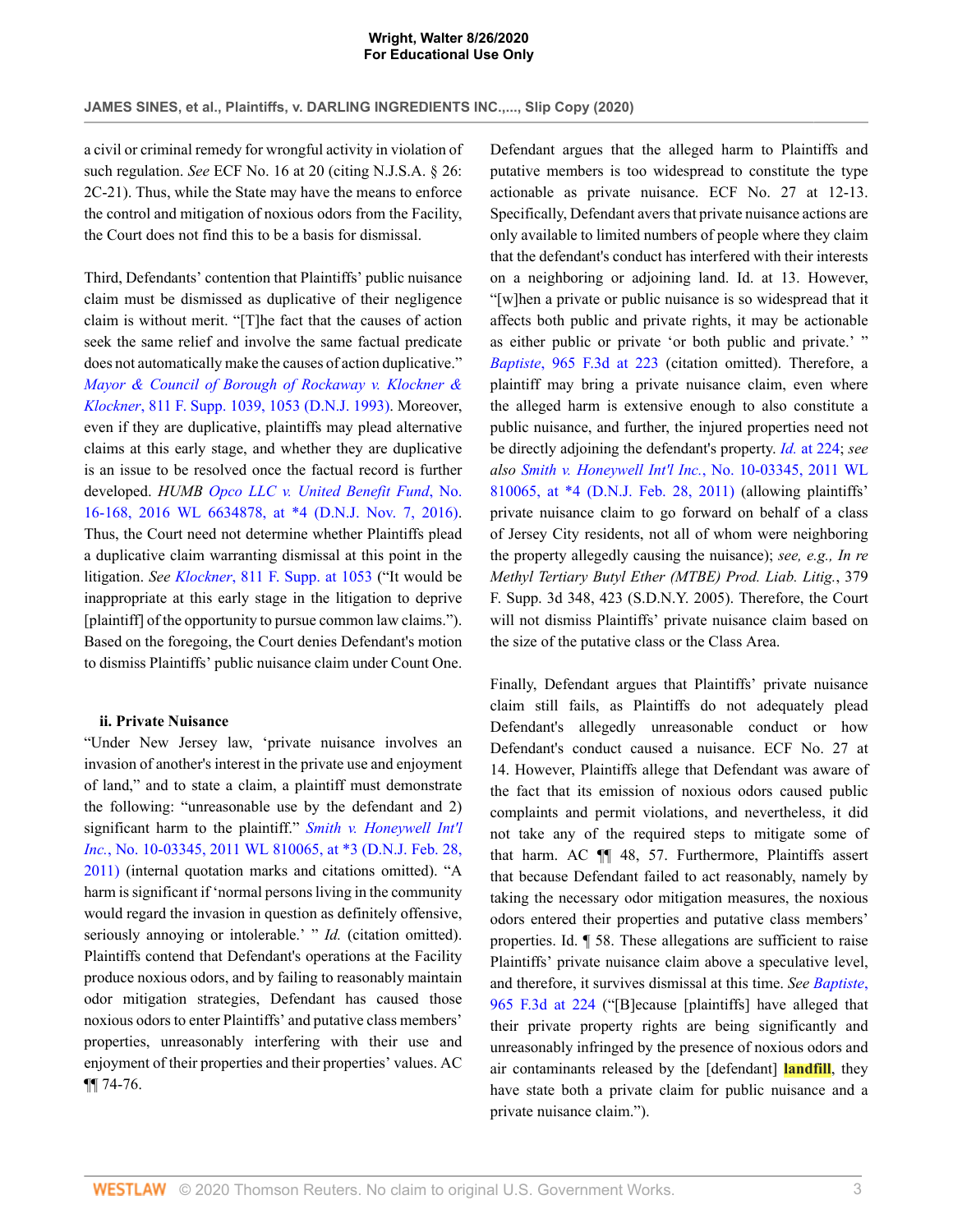a civil or criminal remedy for wrongful activity in violation of such regulation. *See* ECF No. 16 at 20 (citing N.J.S.A. § 26: 2C-21). Thus, while the State may have the means to enforce the control and mitigation of noxious odors from the Facility, the Court does not find this to be a basis for dismissal.

Third, Defendants' contention that Plaintiffs' public nuisance claim must be dismissed as duplicative of their negligence claim is without merit. "[T]he fact that the causes of action seek the same relief and involve the same factual predicate does not automatically make the causes of action duplicative." *Mayor & Council of Borough of Rockaway v. Klockner & Klockner*, 811 F. Supp. 1039, 1053 (D.N.J. 1993). Moreover, even if they are duplicative, plaintiffs may plead alternative claims at this early stage, and whether they are duplicative is an issue to be resolved once the factual record is further developed. *HUMB Opco LLC v. United Benefit Fund*, No. 16-168, 2016 WL 6634878, at *4 (D.N.J. Nov. 7, 2016). Thus, the Court need not determine whether Plaintiffs plead a duplicative claim warranting dismissal at this point in the litigation. *See Klockner*, 811 F. Supp. at 1053 ("It would be inappropriate at this early stage in the litigation to deprive [plaintiff] of the opportunity to pursue common law claims."). Based on the foregoing, the Court denies Defendant's motion to dismiss Plaintiffs' public nuisance claim under Count One.

**ii. Private Nuisance**

"Under New Jersey law, 'private nuisance involves an invasion of another's interest in the private use and enjoyment of land," and to state a claim, a plaintiff must demonstrate the following: "unreasonable use by the defendant and 2) significant harm to the plaintiff." *Smith v. Honeywell Int'l Inc.*, No. 10-03345, 2011 WL 810065, at *3 (D.N.J. Feb. 28, 2011) (internal quotation marks and citations omitted). "A harm is significant if 'normal persons living in the community would regard the invasion in question as definitely offensive, seriously annoying or intolerable.' " *Id.* (citation omitted). Plaintiffs contend that Defendant's operations at the Facility produce noxious odors, and by failing to reasonably maintain odor mitigation strategies, Defendant has caused those noxious odors to enter Plaintiffs' and putative class members' properties, unreasonably interfering with their use and enjoyment of their properties and their properties' values. AC ¶¶ 74-76.

Defendant argues that the alleged harm to Plaintiffs and putative members is too widespread to constitute the type actionable as private nuisance. ECF No. 27 at 12-13. Specifically, Defendant avers that private nuisance actions are only available to limited numbers of people where they claim that the defendant's conduct has interfered with their interests on a neighboring or adjoining land. Id. at 13. However, "[w]hen a private or public nuisance is so widespread that it affects both public and private rights, it may be actionable as either public or private 'or both public and private.' " *Baptiste*, 965 F.3d at 223 (citation omitted). Therefore, a plaintiff may bring a private nuisance claim, even where the alleged harm is extensive enough to also constitute a public nuisance, and further, the injured properties need not be directly adjoining the defendant's property. *Id.* at 224; *see also Smith v. Honeywell Int'l Inc.*, No. 10-03345, 2011 WL 810065, at *4 (D.N.J. Feb. 28, 2011) (allowing plaintiffs' private nuisance claim to go forward on behalf of a class of Jersey City residents, not all of whom were neighboring the property allegedly causing the nuisance); *see, e.g., In re Methyl Tertiary Butyl Ether (MTBE) Prod. Liab. Litig.*, 379 F. Supp. 3d 348, 423 (S.D.N.Y. 2005). Therefore, the Court will not dismiss Plaintiffs' private nuisance claim based on the size of the putative class or the Class Area.

Finally, Defendant argues that Plaintiffs' private nuisance claim still fails, as Plaintiffs do not adequately plead Defendant's allegedly unreasonable conduct or how Defendant's conduct caused a nuisance. ECF No. 27 at 14. However, Plaintiffs allege that Defendant was aware of the fact that its emission of noxious odors caused public complaints and permit violations, and nevertheless, it did not take any of the required steps to mitigate some of that harm. AC ¶¶ 48, 57. Furthermore, Plaintiffs assert that because Defendant failed to act reasonably, namely by taking the necessary odor mitigation measures, the noxious odors entered their properties and putative class members' properties. Id. ¶ 58. These allegations are sufficient to raise Plaintiffs' private nuisance claim above a speculative level, and therefore, it survives dismissal at this time. *See Baptiste*, 965 F.3d at 224 ("[B]ecause [plaintiffs] have alleged that their private property rights are being significantly and unreasonably infringed by the presence of noxious odors and air contaminants released by the [defendant] **landfill**, they have state both a private claim for public nuisance and a private nuisance claim.").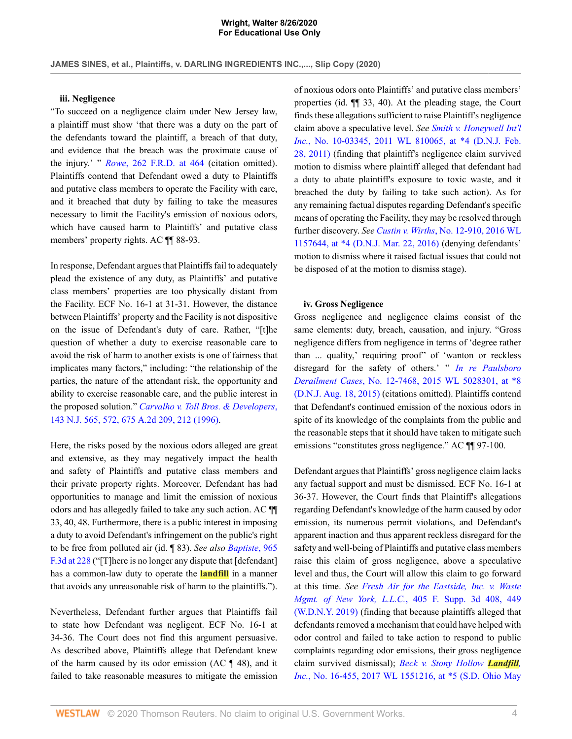### iii. Negligence

"To succeed on a negligence claim under New Jersey law, a plaintiff must show 'that there was a duty on the part of the defendants toward the plaintiff, a breach of that duty, and evidence that the breach was the proximate cause of the injury.' " *Rowe*, 262 F.R.D. at 464 (citation omitted). Plaintiffs contend that Defendant owed a duty to Plaintiffs and putative class members to operate the Facility with care, and it breached that duty by failing to take the measures necessary to limit the Facility's emission of noxious odors, which have caused harm to Plaintiffs' and putative class members' property rights. AC ¶¶ 88-93.

In response, Defendant argues that Plaintiffs fail to adequately plead the existence of any duty, as Plaintiffs' and putative class members' properties are too physically distant from the Facility. ECF No. 16-1 at 31-31. However, the distance between Plaintiffs' property and the Facility is not dispositive on the issue of Defendant's duty of care. Rather, "[t]he question of whether a duty to exercise reasonable care to avoid the risk of harm to another exists is one of fairness that implicates many factors," including: "the relationship of the parties, the nature of the attendant risk, the opportunity and ability to exercise reasonable care, and the public interest in the proposed solution." *Carvalho v. Toll Bros. & Developers*, 143 N.J. 565, 572, 675 A.2d 209, 212 (1996).

Here, the risks posed by the noxious odors alleged are great and extensive, as they may negatively impact the health and safety of Plaintiffs and putative class members and their private property rights. Moreover, Defendant has had opportunities to manage and limit the emission of noxious odors and has allegedly failed to take any such action. AC ¶¶ 33, 40, 48. Furthermore, there is a public interest in imposing a duty to avoid Defendant's infringement on the public's right to be free from polluted air (id. ¶ 83). *See also Baptiste*, 965 F.3d at 228 ("[T]here is no longer any dispute that [defendant] has a common-law duty to operate the landfill in a manner that avoids any unreasonable risk of harm to the plaintiffs.").

Nevertheless, Defendant further argues that Plaintiffs fail to state how Defendant was negligent. ECF No. 16-1 at 34-36. The Court does not find this argument persuasive. As described above, Plaintiffs allege that Defendant knew of the harm caused by its odor emission (AC ¶ 48), and it failed to take reasonable measures to mitigate the emission of noxious odors onto Plaintiffs' and putative class members' properties (id. ¶¶ 33, 40). At the pleading stage, the Court finds these allegations sufficient to raise Plaintiff's negligence claim above a speculative level. *See Smith v. Honeywell Int'l Inc.*, No. 10-03345, 2011 WL 810065, at *4 (D.N.J. Feb. 28, 2011) (finding that plaintiff's negligence claim survived motion to dismiss where plaintiff alleged that defendant had a duty to abate plaintiff's exposure to toxic waste, and it breached the duty by failing to take such action). As for any remaining factual disputes regarding Defendant's specific means of operating the Facility, they may be resolved through further discovery. *See Custin v. Wirths*, No. 12-910, 2016 WL 1157644, at *4 (D.N.J. Mar. 22, 2016) (denying defendants' motion to dismiss where it raised factual issues that could not be disposed of at the motion to dismiss stage).

### iv. Gross Negligence

Gross negligence and negligence claims consist of the same elements: duty, breach, causation, and injury. "Gross negligence differs from negligence in terms of 'degree rather than ... quality,' requiring proof" of 'wanton or reckless disregard for the safety of others.' " *In re Paulsboro Derailment Cases*, No. 12-7468, 2015 WL 5028301, at *8 (D.N.J. Aug. 18, 2015) (citations omitted). Plaintiffs contend that Defendant's continued emission of the noxious odors in spite of its knowledge of the complaints from the public and the reasonable steps that it should have taken to mitigate such emissions "constitutes gross negligence." AC ¶¶ 97-100.

Defendant argues that Plaintiffs' gross negligence claim lacks any factual support and must be dismissed. ECF No. 16-1 at 36-37. However, the Court finds that Plaintiff's allegations regarding Defendant's knowledge of the harm caused by odor emission, its numerous permit violations, and Defendant's apparent inaction and thus apparent reckless disregard for the safety and well-being of Plaintiffs and putative class members raise this claim of gross negligence, above a speculative level and thus, the Court will allow this claim to go forward at this time. *See Fresh Air for the Eastside, Inc. v. Waste Mgmt. of New York, L.L.C.*, 405 F. Supp. 3d 408, 449 (W.D.N.Y. 2019) (finding that because plaintiffs alleged that defendants removed a mechanism that could have helped with odor control and failed to take action to respond to public complaints regarding odor emissions, their gross negligence claim survived dismissal); *Beck v. Stony Hollow Landfill, Inc.*, No. 16-455, 2017 WL 1551216, at *5 (S.D. Ohio May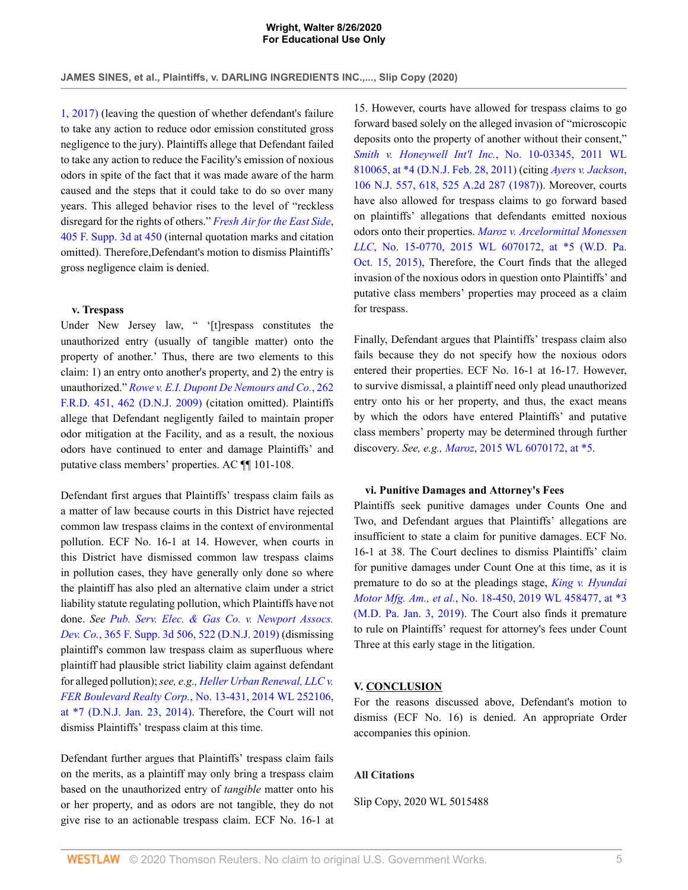1, 2017) (leaving the question of whether defendant's failure to take any action to reduce odor emission constituted gross negligence to the jury). Plaintiffs allege that Defendant failed to take any action to reduce the Facility's emission of noxious odors in spite of the fact that it was made aware of the harm caused and the steps that it could take to do so over many years. This alleged behavior rises to the level of "reckless disregard for the rights of others." *Fresh Air for the East Side*, 405 F. Supp. 3d at 450 (internal quotation marks and citation omitted). Therefore,Defendant's motion to dismiss Plaintiffs' gross negligence claim is denied.

**v. Trespass**

Under New Jersey law, " '[t]respass constitutes the unauthorized entry (usually of tangible matter) onto the property of another.' Thus, there are two elements to this claim: 1) an entry onto another's property, and 2) the entry is unauthorized." *Rowe v. E.I. Dupont De Nemours and Co.*, 262 F.R.D. 451, 462 (D.N.J. 2009) (citation omitted). Plaintiffs allege that Defendant negligently failed to maintain proper odor mitigation at the Facility, and as a result, the noxious odors have continued to enter and damage Plaintiffs' and putative class members' properties. AC ¶¶ 101-108.

Defendant first argues that Plaintiffs' trespass claim fails as a matter of law because courts in this District have rejected common law trespass claims in the context of environmental pollution. ECF No. 16-1 at 14. However, when courts in this District have dismissed common law trespass claims in pollution cases, they have generally only done so where the plaintiff has also pled an alternative claim under a strict liability statute regulating pollution, which Plaintiffs have not done. *See Pub. Serv. Elec. & Gas Co. v. Newport Assocs. Dev. Co.*, 365 F. Supp. 3d 506, 522 (D.N.J. 2019) (dismissing plaintiff's common law trespass claim as superfluous where plaintiff had plausible strict liability claim against defendant for alleged pollution); *see, e.g., Heller Urban Renewal, LLC v. FER Boulevard Realty Corp.*, No. 13-431, 2014 WL 252106, at *7 (D.N.J. Jan. 23, 2014). Therefore, the Court will not dismiss Plaintiffs' trespass claim at this time.

Defendant further argues that Plaintiffs' trespass claim fails on the merits, as a plaintiff may only bring a trespass claim based on the unauthorized entry of *tangible* matter onto his or her property, and as odors are not tangible, they do not give rise to an actionable trespass claim. ECF No. 16-1 at 15. However, courts have allowed for trespass claims to go forward based solely on the alleged invasion of "microscopic deposits onto the property of another without their consent," *Smith v. Honeywell Int'l Inc.*, No. 10-03345, 2011 WL 810065, at *4 (D.N.J. Feb. 28, 2011) (citing *Ayers v. Jackson*, 106 N.J. 557, 618, 525 A.2d 287 (1987)). Moreover, courts have also allowed for trespass claims to go forward based on plaintiffs' allegations that defendants emitted noxious odors onto their properties. *Maroz v. Arcelormittal Monessen LLC*, No. 15-0770, 2015 WL 6070172, at *5 (W.D. Pa. Oct. 15, 2015), Therefore, the Court finds that the alleged invasion of the noxious odors in question onto Plaintiffs' and putative class members' properties may proceed as a claim for trespass.

Finally, Defendant argues that Plaintiffs' trespass claim also fails because they do not specify how the noxious odors entered their properties. ECF No. 16-1 at 16-17. However, to survive dismissal, a plaintiff need only plead unauthorized entry onto his or her property, and thus, the exact means by which the odors have entered Plaintiffs' and putative class members' property may be determined through further discovery. *See, e.g., Maroz*, 2015 WL 6070172, at *5.

**vi. Punitive Damages and Attorney's Fees**

Plaintiffs seek punitive damages under Counts One and Two, and Defendant argues that Plaintiffs' allegations are insufficient to state a claim for punitive damages. ECF No. 16-1 at 38. The Court declines to dismiss Plaintiffs' claim for punitive damages under Count One at this time, as it is premature to do so at the pleadings stage, *King v. Hyundai Motor Mfg. Am., et al.*, No. 18-450, 2019 WL 458477, at *3 (M.D. Pa. Jan. 3, 2019). The Court also finds it premature to rule on Plaintiffs' request for attorney's fees under Count Three at this early stage in the litigation.

## V. CONCLUSION

For the reasons discussed above, Defendant's motion to dismiss (ECF No. 16) is denied. An appropriate Order accompanies this opinion.

**All Citations**

Slip Copy, 2020 WL 5015488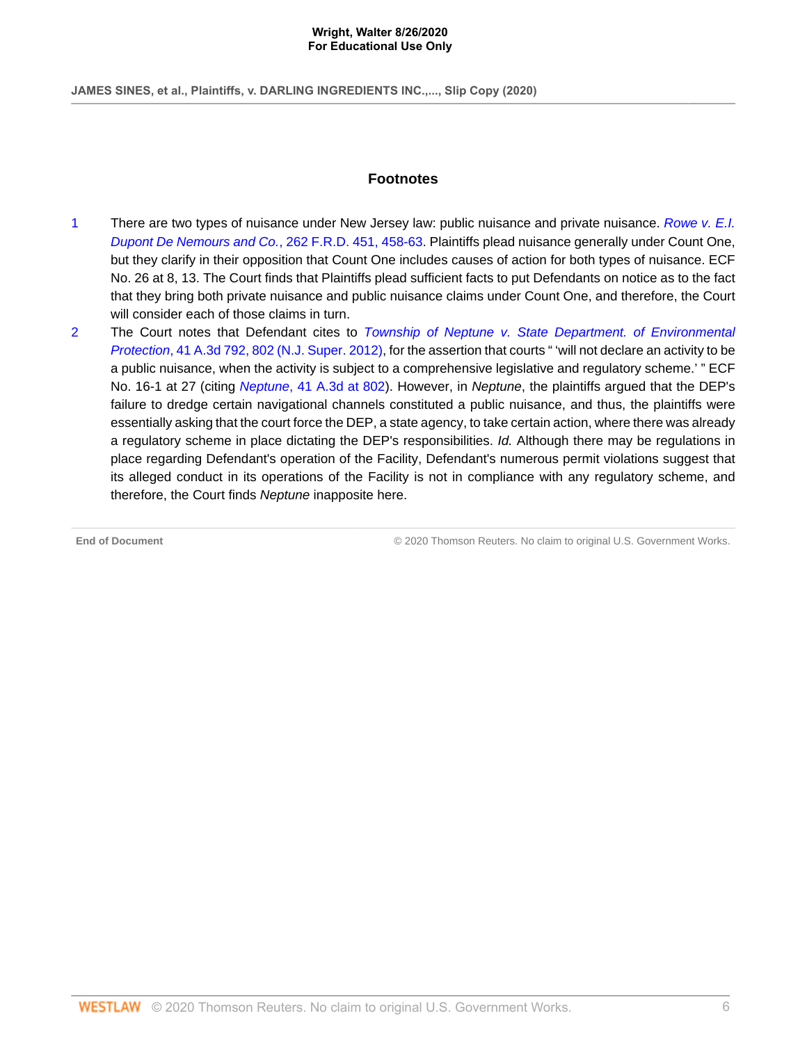## Footnotes

1 There are two types of nuisance under New Jersey law: public nuisance and private nuisance. *Rowe v. E.I. Dupont De Nemours and Co.*, 262 F.R.D. 451, 458-63. Plaintiffs plead nuisance generally under Count One, but they clarify in their opposition that Count One includes causes of action for both types of nuisance. ECF No. 26 at 8, 13. The Court finds that Plaintiffs plead sufficient facts to put Defendants on notice as to the fact that they bring both private nuisance and public nuisance claims under Count One, and therefore, the Court will consider each of those claims in turn.

2 The Court notes that Defendant cites to *Township of Neptune v. State Department. of Environmental Protection*, 41 A.3d 792, 802 (N.J. Super. 2012), for the assertion that courts " 'will not declare an activity to be a public nuisance, when the activity is subject to a comprehensive legislative and regulatory scheme.' " ECF No. 16-1 at 27 (citing *Neptune*, 41 A.3d at 802). However, in *Neptune*, the plaintiffs argued that the DEP's failure to dredge certain navigational channels constituted a public nuisance, and thus, the plaintiffs were essentially asking that the court force the DEP, a state agency, to take certain action, where there was already a regulatory scheme in place dictating the DEP's responsibilities. *Id.* Although there may be regulations in place regarding Defendant's operation of the Facility, Defendant's numerous permit violations suggest that its alleged conduct in its operations of the Facility is not in compliance with any regulatory scheme, and therefore, the Court finds *Neptune* inapposite here.

**End of Document** © 2020 Thomson Reuters. No claim to original U.S. Government Works.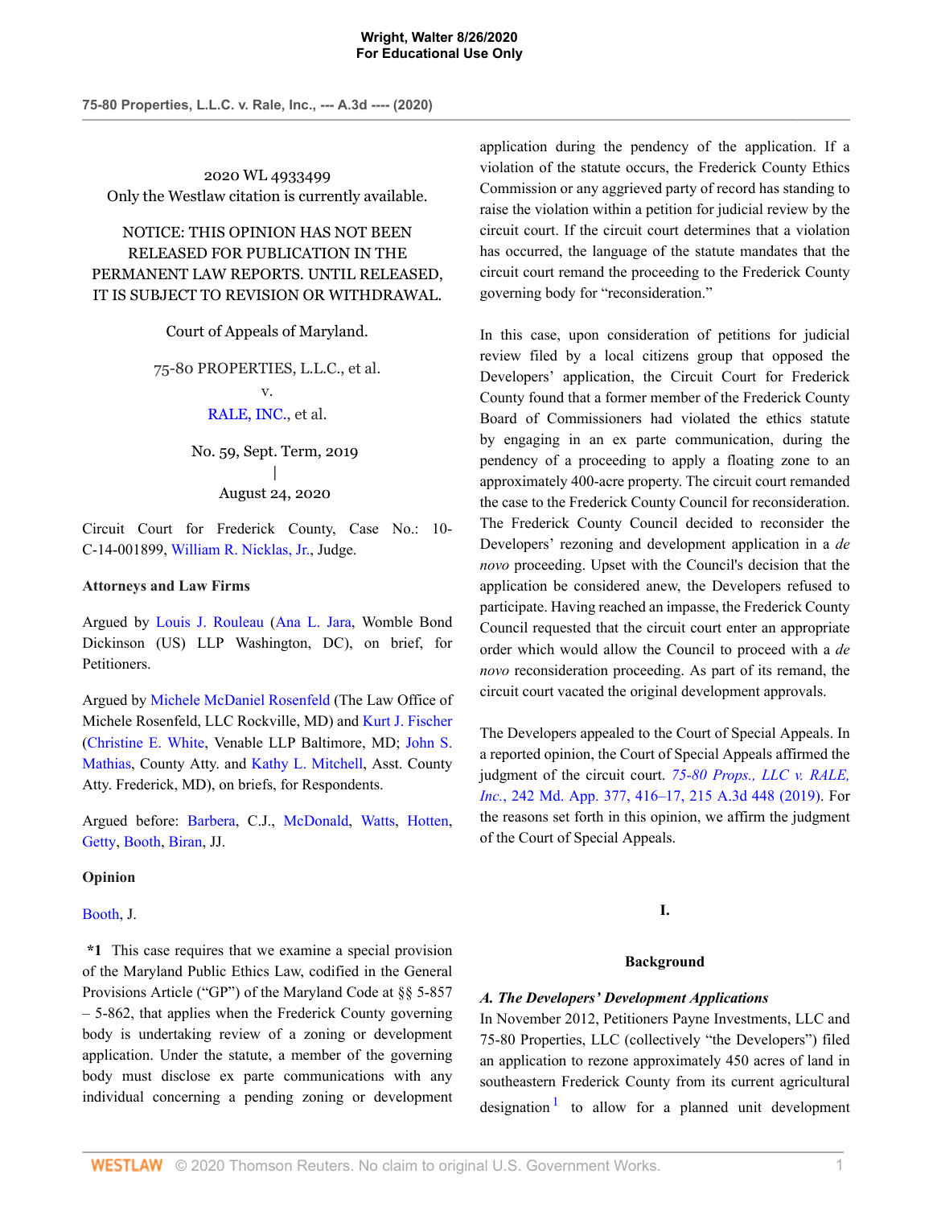2020 WL 4933499

Only the Westlaw citation is currently available.

NOTICE: THIS OPINION HAS NOT BEEN RELEASED FOR PUBLICATION IN THE PERMANENT LAW REPORTS. UNTIL RELEASED, IT IS SUBJECT TO REVISION OR WITHDRAWAL.

Court of Appeals of Maryland.

75-80 PROPERTIES, L.L.C., et al.

v.

RALE, INC., et al.

No. 59, Sept. Term, 2019

|

August 24, 2020

Circuit Court for Frederick County, Case No.: 10-C-14-001899, William R. Nicklas, Jr., Judge.

**Attorneys and Law Firms**

Argued by Louis J. Rouleau (Ana L. Jara, Womble Bond Dickinson (US) LLP Washington, DC), on brief, for Petitioners.

Argued by Michele McDaniel Rosenfeld (The Law Office of Michele Rosenfeld, LLC Rockville, MD) and Kurt J. Fischer (Christine E. White, Venable LLP Baltimore, MD; John S. Mathias, County Atty. and Kathy L. Mitchell, Asst. County Atty. Frederick, MD), on briefs, for Respondents.

Argued before: Barbera, C.J., McDonald, Watts, Hotten, Getty, Booth, Biran, JJ.

**Opinion**

Booth, J.

**\*1** This case requires that we examine a special provision of the Maryland Public Ethics Law, codified in the General Provisions Article ("GP") of the Maryland Code at §§ 5-857 – 5-862, that applies when the Frederick County governing body is undertaking review of a zoning or development application. Under the statute, a member of the governing body must disclose ex parte communications with any individual concerning a pending zoning or development application during the pendency of the application. If a violation of the statute occurs, the Frederick County Ethics Commission or any aggrieved party of record has standing to raise the violation within a petition for judicial review by the circuit court. If the circuit court determines that a violation has occurred, the language of the statute mandates that the circuit court remand the proceeding to the Frederick County governing body for "reconsideration."

In this case, upon consideration of petitions for judicial review filed by a local citizens group that opposed the Developers' application, the Circuit Court for Frederick County found that a former member of the Frederick County Board of Commissioners had violated the ethics statute by engaging in an ex parte communication, during the pendency of a proceeding to apply a floating zone to an approximately 400-acre property. The circuit court remanded the case to the Frederick County Council for reconsideration. The Frederick County Council decided to reconsider the Developers' rezoning and development application in a *de novo* proceeding. Upset with the Council's decision that the application be considered anew, the Developers refused to participate. Having reached an impasse, the Frederick County Council requested that the circuit court enter an appropriate order which would allow the Council to proceed with a *de novo* reconsideration proceeding. As part of its remand, the circuit court vacated the original development approvals.

The Developers appealed to the Court of Special Appeals. In a reported opinion, the Court of Special Appeals affirmed the judgment of the circuit court. *75-80 Props., LLC v. RALE, Inc.*, 242 Md. App. 377, 416–17, 215 A.3d 448 (2019). For the reasons set forth in this opinion, we affirm the judgment of the Court of Special Appeals.

## I.

### Background

#### *A. The Developers' Development Applications*

In November 2012, Petitioners Payne Investments, LLC and 75-80 Properties, LLC (collectively "the Developers") filed an application to rezone approximately 450 acres of land in southeastern Frederick County from its current agricultural designation[1] to allow for a planned unit development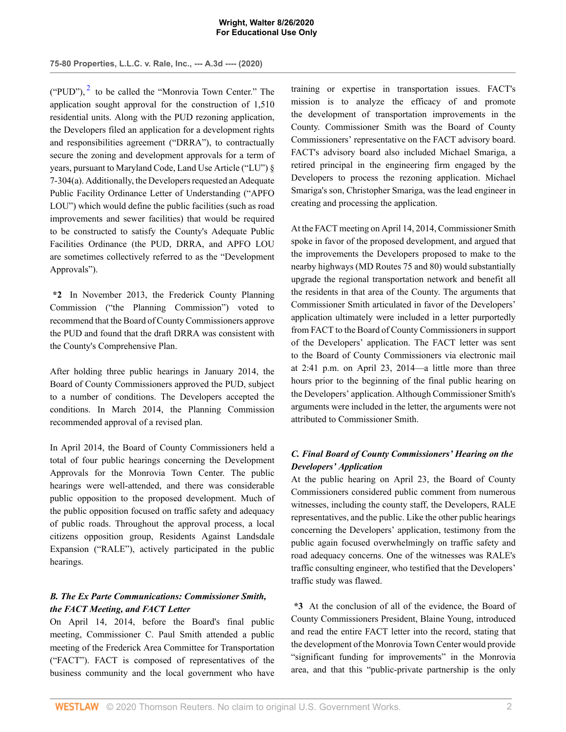("PUD"), [2] to be called the "Monrovia Town Center." The application sought approval for the construction of 1,510 residential units. Along with the PUD rezoning application, the Developers filed an application for a development rights and responsibilities agreement ("DRRA"), to contractually secure the zoning and development approvals for a term of years, pursuant to Maryland Code, Land Use Article ("LU") § 7-304(a). Additionally, the Developers requested an Adequate Public Facility Ordinance Letter of Understanding ("APFO LOU") which would define the public facilities (such as road improvements and sewer facilities) that would be required to be constructed to satisfy the County's Adequate Public Facilities Ordinance (the PUD, DRRA, and APFO LOU are sometimes collectively referred to as the "Development Approvals").

**\*2** In November 2013, the Frederick County Planning Commission ("the Planning Commission") voted to recommend that the Board of County Commissioners approve the PUD and found that the draft DRRA was consistent with the County's Comprehensive Plan.

After holding three public hearings in January 2014, the Board of County Commissioners approved the PUD, subject to a number of conditions. The Developers accepted the conditions. In March 2014, the Planning Commission recommended approval of a revised plan.

In April 2014, the Board of County Commissioners held a total of four public hearings concerning the Development Approvals for the Monrovia Town Center. The public hearings were well-attended, and there was considerable public opposition to the proposed development. Much of the public opposition focused on traffic safety and adequacy of public roads. Throughout the approval process, a local citizens opposition group, Residents Against Landsdale Expansion ("RALE"), actively participated in the public hearings.

### *B. The Ex Parte Communications: Commissioner Smith, the FACT Meeting, and FACT Letter*

On April 14, 2014, before the Board's final public meeting, Commissioner C. Paul Smith attended a public meeting of the Frederick Area Committee for Transportation ("FACT"). FACT is composed of representatives of the business community and the local government who have training or expertise in transportation issues. FACT's mission is to analyze the efficacy of and promote the development of transportation improvements in the County. Commissioner Smith was the Board of County Commissioners' representative on the FACT advisory board. FACT's advisory board also included Michael Smariga, a retired principal in the engineering firm engaged by the Developers to process the rezoning application. Michael Smariga's son, Christopher Smariga, was the lead engineer in creating and processing the application.

At the FACT meeting on April 14, 2014, Commissioner Smith spoke in favor of the proposed development, and argued that the improvements the Developers proposed to make to the nearby highways (MD Routes 75 and 80) would substantially upgrade the regional transportation network and benefit all the residents in that area of the County. The arguments that Commissioner Smith articulated in favor of the Developers' application ultimately were included in a letter purportedly from FACT to the Board of County Commissioners in support of the Developers' application. The FACT letter was sent to the Board of County Commissioners via electronic mail at 2:41 p.m. on April 23, 2014—a little more than three hours prior to the beginning of the final public hearing on the Developers' application. Although Commissioner Smith's arguments were included in the letter, the arguments were not attributed to Commissioner Smith.

### *C. Final Board of County Commissioners' Hearing on the Developers' Application*

At the public hearing on April 23, the Board of County Commissioners considered public comment from numerous witnesses, including the county staff, the Developers, RALE representatives, and the public. Like the other public hearings concerning the Developers' application, testimony from the public again focused overwhelmingly on traffic safety and road adequacy concerns. One of the witnesses was RALE's traffic consulting engineer, who testified that the Developers' traffic study was flawed.

**\*3** At the conclusion of all of the evidence, the Board of County Commissioners President, Blaine Young, introduced and read the entire FACT letter into the record, stating that the development of the Monrovia Town Center would provide "significant funding for improvements" in the Monrovia area, and that this "public-private partnership is the only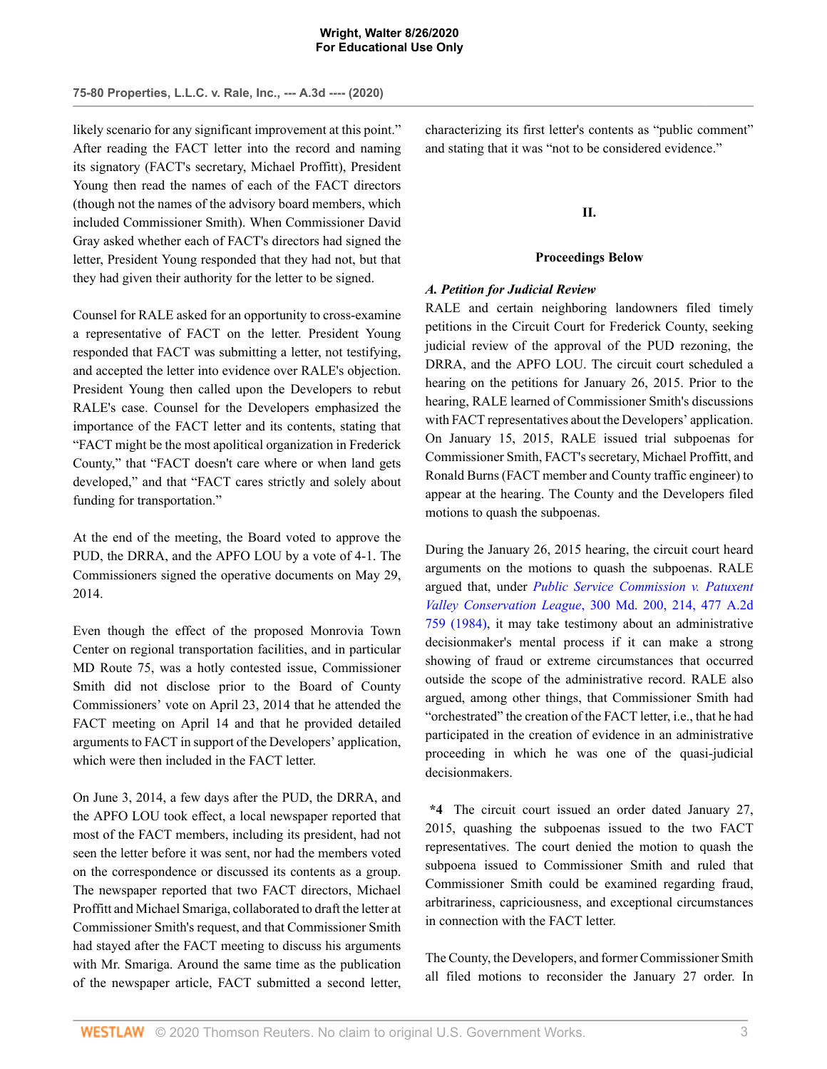likely scenario for any significant improvement at this point." After reading the FACT letter into the record and naming its signatory (FACT's secretary, Michael Proffitt), President Young then read the names of each of the FACT directors (though not the names of the advisory board members, which included Commissioner Smith). When Commissioner David Gray asked whether each of FACT's directors had signed the letter, President Young responded that they had not, but that they had given their authority for the letter to be signed.

Counsel for RALE asked for an opportunity to cross-examine a representative of FACT on the letter. President Young responded that FACT was submitting a letter, not testifying, and accepted the letter into evidence over RALE's objection. President Young then called upon the Developers to rebut RALE's case. Counsel for the Developers emphasized the importance of the FACT letter and its contents, stating that "FACT might be the most apolitical organization in Frederick County," that "FACT doesn't care where or when land gets developed," and that "FACT cares strictly and solely about funding for transportation."

At the end of the meeting, the Board voted to approve the PUD, the DRRA, and the APFO LOU by a vote of 4-1. The Commissioners signed the operative documents on May 29, 2014.

Even though the effect of the proposed Monrovia Town Center on regional transportation facilities, and in particular MD Route 75, was a hotly contested issue, Commissioner Smith did not disclose prior to the Board of County Commissioners' vote on April 23, 2014 that he attended the FACT meeting on April 14 and that he provided detailed arguments to FACT in support of the Developers' application, which were then included in the FACT letter.

On June 3, 2014, a few days after the PUD, the DRRA, and the APFO LOU took effect, a local newspaper reported that most of the FACT members, including its president, had not seen the letter before it was sent, nor had the members voted on the correspondence or discussed its contents as a group. The newspaper reported that two FACT directors, Michael Proffitt and Michael Smariga, collaborated to draft the letter at Commissioner Smith's request, and that Commissioner Smith had stayed after the FACT meeting to discuss his arguments with Mr. Smariga. Around the same time as the publication of the newspaper article, FACT submitted a second letter, characterizing its first letter's contents as "public comment" and stating that it was "not to be considered evidence."

## II.

## Proceedings Below

### *A. Petition for Judicial Review*

RALE and certain neighboring landowners filed timely petitions in the Circuit Court for Frederick County, seeking judicial review of the approval of the PUD rezoning, the DRRA, and the APFO LOU. The circuit court scheduled a hearing on the petitions for January 26, 2015. Prior to the hearing, RALE learned of Commissioner Smith's discussions with FACT representatives about the Developers' application. On January 15, 2015, RALE issued trial subpoenas for Commissioner Smith, FACT's secretary, Michael Proffitt, and Ronald Burns (FACT member and County traffic engineer) to appear at the hearing. The County and the Developers filed motions to quash the subpoenas.

During the January 26, 2015 hearing, the circuit court heard arguments on the motions to quash the subpoenas. RALE argued that, under *Public Service Commission v. Patuxent Valley Conservation League*, 300 Md. 200, 214, 477 A.2d 759 (1984), it may take testimony about an administrative decisionmaker's mental process if it can make a strong showing of fraud or extreme circumstances that occurred outside the scope of the administrative record. RALE also argued, among other things, that Commissioner Smith had "orchestrated" the creation of the FACT letter, i.e., that he had participated in the creation of evidence in an administrative proceeding in which he was one of the quasi-judicial decisionmakers.

**\*4** The circuit court issued an order dated January 27, 2015, quashing the subpoenas issued to the two FACT representatives. The court denied the motion to quash the subpoena issued to Commissioner Smith and ruled that Commissioner Smith could be examined regarding fraud, arbitrariness, capriciousness, and exceptional circumstances in connection with the FACT letter.

The County, the Developers, and former Commissioner Smith all filed motions to reconsider the January 27 order. In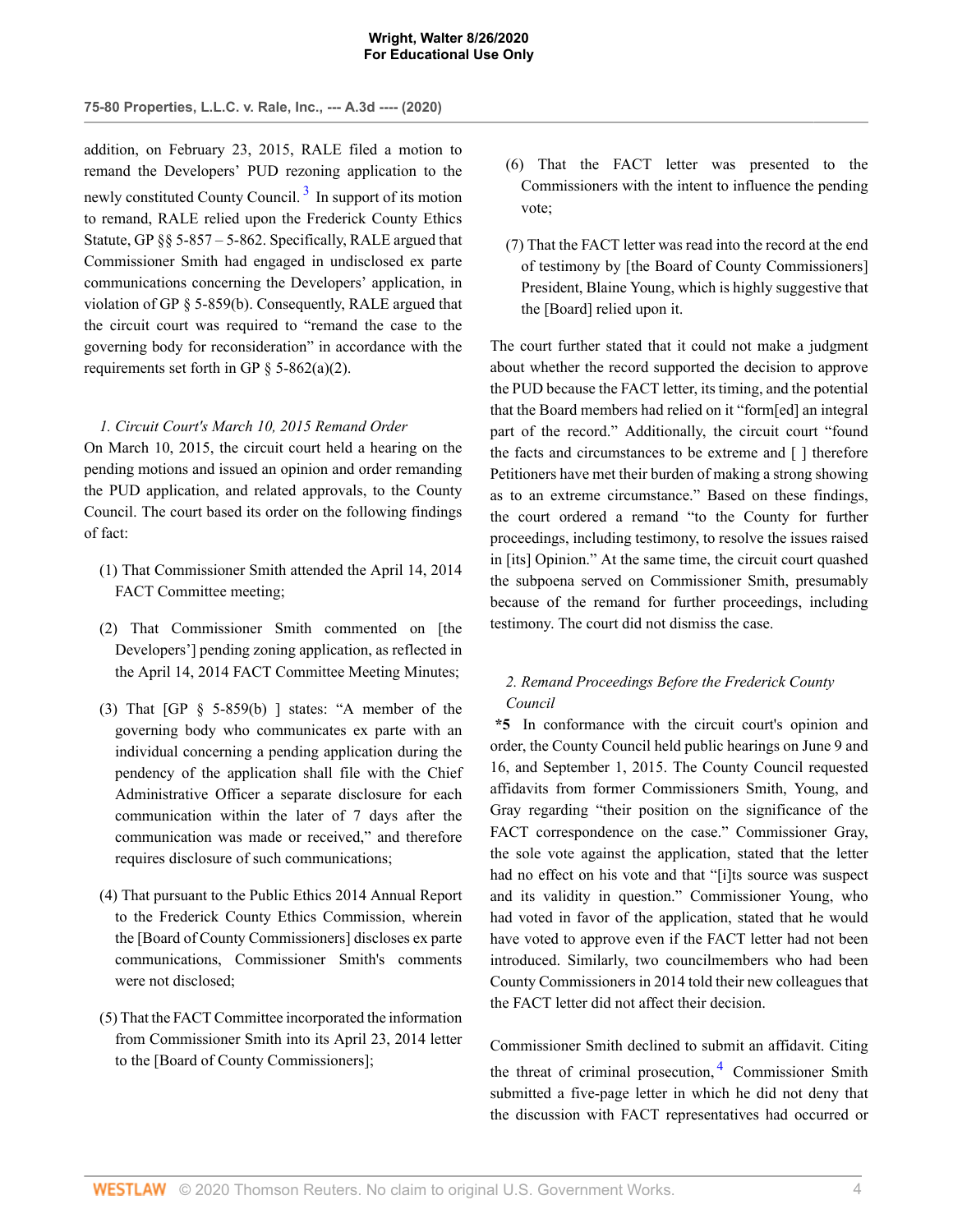addition, on February 23, 2015, RALE filed a motion to remand the Developers' PUD rezoning application to the newly constituted County Council. [3] In support of its motion to remand, RALE relied upon the Frederick County Ethics Statute, GP §§ 5-857 – 5-862. Specifically, RALE argued that Commissioner Smith had engaged in undisclosed ex parte communications concerning the Developers' application, in violation of GP § 5-859(b). Consequently, RALE argued that the circuit court was required to "remand the case to the governing body for reconsideration" in accordance with the requirements set forth in GP § 5-862(a)(2).

*1. Circuit Court's March 10, 2015 Remand Order*

On March 10, 2015, the circuit court held a hearing on the pending motions and issued an opinion and order remanding the PUD application, and related approvals, to the County Council. The court based its order on the following findings of fact:

(1) That Commissioner Smith attended the April 14, 2014 FACT Committee meeting;

(2) That Commissioner Smith commented on [the Developers'] pending zoning application, as reflected in the April 14, 2014 FACT Committee Meeting Minutes;

(3) That [GP § 5-859(b) ] states: "A member of the governing body who communicates ex parte with an individual concerning a pending application during the pendency of the application shall file with the Chief Administrative Officer a separate disclosure for each communication within the later of 7 days after the communication was made or received," and therefore requires disclosure of such communications;

(4) That pursuant to the Public Ethics 2014 Annual Report to the Frederick County Ethics Commission, wherein the [Board of County Commissioners] discloses ex parte communications, Commissioner Smith's comments were not disclosed;

(5) That the FACT Committee incorporated the information from Commissioner Smith into its April 23, 2014 letter to the [Board of County Commissioners];

(6) That the FACT letter was presented to the Commissioners with the intent to influence the pending vote;

(7) That the FACT letter was read into the record at the end of testimony by [the Board of County Commissioners] President, Blaine Young, which is highly suggestive that the [Board] relied upon it.

The court further stated that it could not make a judgment about whether the record supported the decision to approve the PUD because the FACT letter, its timing, and the potential that the Board members had relied on it "form[ed] an integral part of the record." Additionally, the circuit court "found the facts and circumstances to be extreme and [ ] therefore Petitioners have met their burden of making a strong showing as to an extreme circumstance." Based on these findings, the court ordered a remand "to the County for further proceedings, including testimony, to resolve the issues raised in [its] Opinion." At the same time, the circuit court quashed the subpoena served on Commissioner Smith, presumably because of the remand for further proceedings, including testimony. The court did not dismiss the case.

*2. Remand Proceedings Before the Frederick County Council*

**\*5** In conformance with the circuit court's opinion and order, the County Council held public hearings on June 9 and 16, and September 1, 2015. The County Council requested affidavits from former Commissioners Smith, Young, and Gray regarding "their position on the significance of the FACT correspondence on the case." Commissioner Gray, the sole vote against the application, stated that the letter had no effect on his vote and that "[i]ts source was suspect and its validity in question." Commissioner Young, who had voted in favor of the application, stated that he would have voted to approve even if the FACT letter had not been introduced. Similarly, two councilmembers who had been County Commissioners in 2014 told their new colleagues that the FACT letter did not affect their decision.

Commissioner Smith declined to submit an affidavit. Citing the threat of criminal prosecution, [4] Commissioner Smith submitted a five-page letter in which he did not deny that the discussion with FACT representatives had occurred or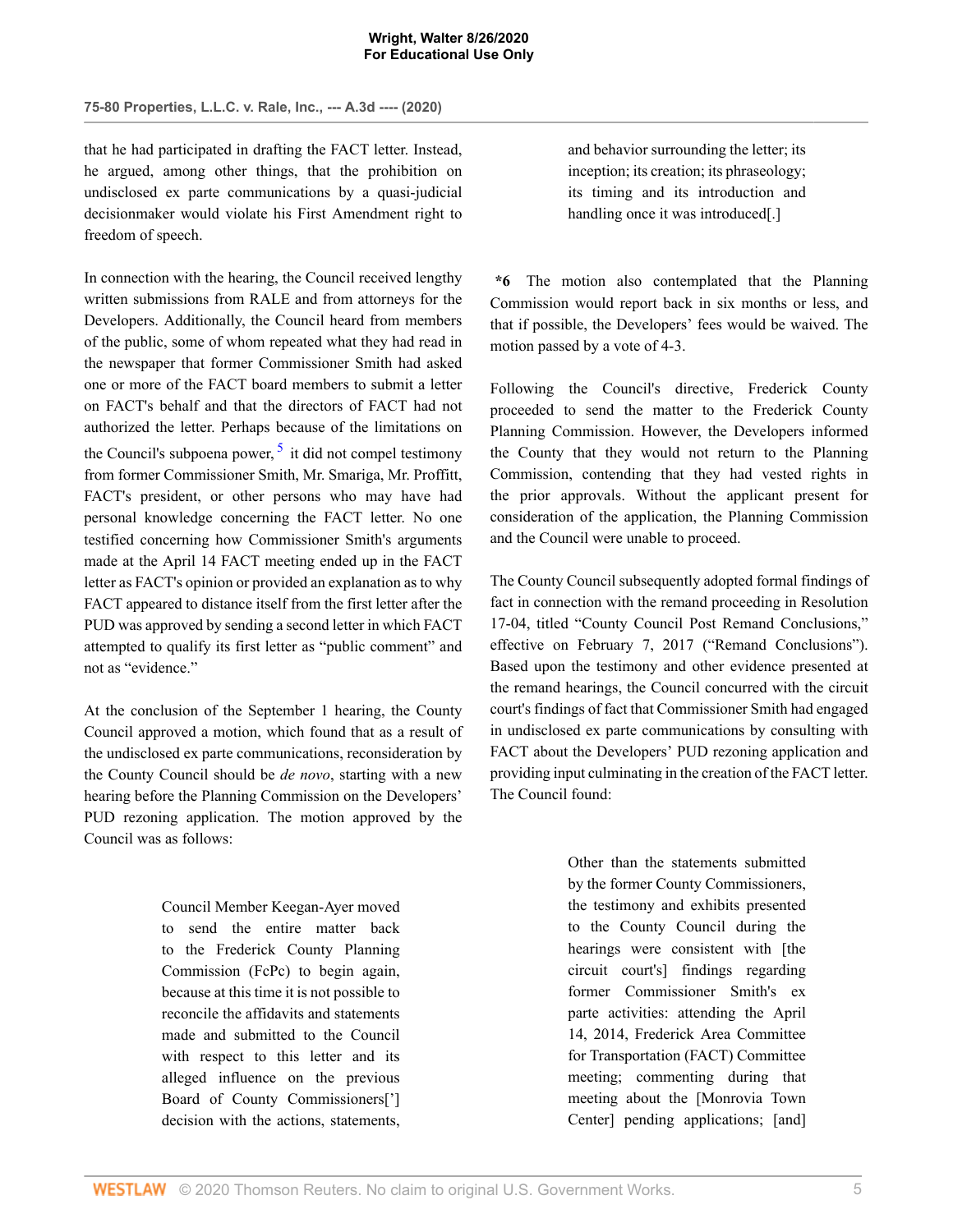that he had participated in drafting the FACT letter. Instead, he argued, among other things, that the prohibition on undisclosed ex parte communications by a quasi-judicial decisionmaker would violate his First Amendment right to freedom of speech.

In connection with the hearing, the Council received lengthy written submissions from RALE and from attorneys for the Developers. Additionally, the Council heard from members of the public, some of whom repeated what they had read in the newspaper that former Commissioner Smith had asked one or more of the FACT board members to submit a letter on FACT's behalf and that the directors of FACT had not authorized the letter. Perhaps because of the limitations on the Council's subpoena power,[5] it did not compel testimony from former Commissioner Smith, Mr. Smariga, Mr. Proffitt, FACT's president, or other persons who may have had personal knowledge concerning the FACT letter. No one testified concerning how Commissioner Smith's arguments made at the April 14 FACT meeting ended up in the FACT letter as FACT's opinion or provided an explanation as to why FACT appeared to distance itself from the first letter after the PUD was approved by sending a second letter in which FACT attempted to qualify its first letter as "public comment" and not as "evidence."

At the conclusion of the September 1 hearing, the County Council approved a motion, which found that as a result of the undisclosed ex parte communications, reconsideration by the County Council should be *de novo*, starting with a new hearing before the Planning Commission on the Developers' PUD rezoning application. The motion approved by the Council was as follows:

> Council Member Keegan-Ayer moved to send the entire matter back to the Frederick County Planning Commission (FcPc) to begin again, because at this time it is not possible to reconcile the affidavits and statements made and submitted to the Council with respect to this letter and its alleged influence on the previous Board of County Commissioners['] decision with the actions, statements, and behavior surrounding the letter; its inception; its creation; its phraseology; its timing and its introduction and handling once it was introduced[.]

**\*6** The motion also contemplated that the Planning Commission would report back in six months or less, and that if possible, the Developers' fees would be waived. The motion passed by a vote of 4-3.

Following the Council's directive, Frederick County proceeded to send the matter to the Frederick County Planning Commission. However, the Developers informed the County that they would not return to the Planning Commission, contending that they had vested rights in the prior approvals. Without the applicant present for consideration of the application, the Planning Commission and the Council were unable to proceed.

The County Council subsequently adopted formal findings of fact in connection with the remand proceeding in Resolution 17-04, titled "County Council Post Remand Conclusions," effective on February 7, 2017 ("Remand Conclusions"). Based upon the testimony and other evidence presented at the remand hearings, the Council concurred with the circuit court's findings of fact that Commissioner Smith had engaged in undisclosed ex parte communications by consulting with FACT about the Developers' PUD rezoning application and providing input culminating in the creation of the FACT letter. The Council found:

> Other than the statements submitted by the former County Commissioners, the testimony and exhibits presented to the County Council during the hearings were consistent with [the circuit court's] findings regarding former Commissioner Smith's ex parte activities: attending the April 14, 2014, Frederick Area Committee for Transportation (FACT) Committee meeting; commenting during that meeting about the [Monrovia Town Center] pending applications; [and]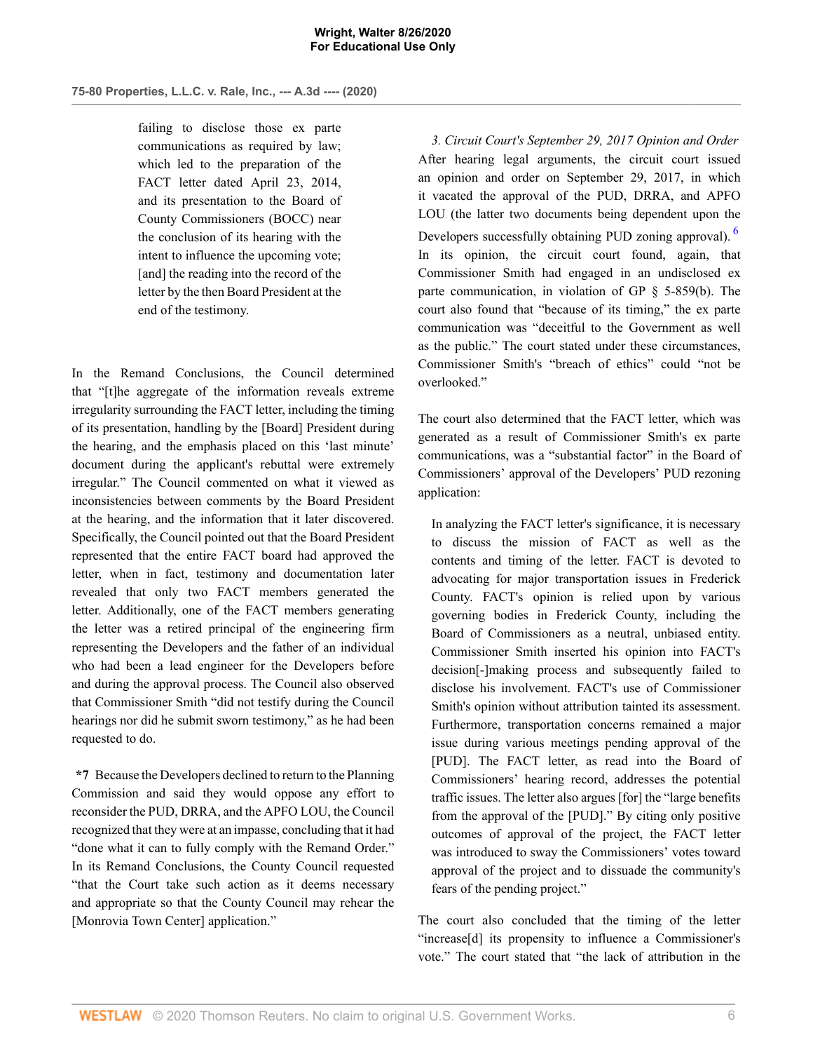> failing to disclose those ex parte communications as required by law; which led to the preparation of the FACT letter dated April 23, 2014, and its presentation to the Board of County Commissioners (BOCC) near the conclusion of its hearing with the intent to influence the upcoming vote; [and] the reading into the record of the letter by the then Board President at the end of the testimony.

In the Remand Conclusions, the Council determined that "[t]he aggregate of the information reveals extreme irregularity surrounding the FACT letter, including the timing of its presentation, handling by the [Board] President during the hearing, and the emphasis placed on this 'last minute' document during the applicant's rebuttal were extremely irregular." The Council commented on what it viewed as inconsistencies between comments by the Board President at the hearing, and the information that it later discovered. Specifically, the Council pointed out that the Board President represented that the entire FACT board had approved the letter, when in fact, testimony and documentation later revealed that only two FACT members generated the letter. Additionally, one of the FACT members generating the letter was a retired principal of the engineering firm representing the Developers and the father of an individual who had been a lead engineer for the Developers before and during the approval process. The Council also observed that Commissioner Smith "did not testify during the Council hearings nor did he submit sworn testimony," as he had been requested to do.

**\*7** Because the Developers declined to return to the Planning Commission and said they would oppose any effort to reconsider the PUD, DRRA, and the APFO LOU, the Council recognized that they were at an impasse, concluding that it had "done what it can to fully comply with the Remand Order." In its Remand Conclusions, the County Council requested "that the Court take such action as it deems necessary and appropriate so that the County Council may rehear the [Monrovia Town Center] application."

*3. Circuit Court's September 29, 2017 Opinion and Order*

After hearing legal arguments, the circuit court issued an opinion and order on September 29, 2017, in which it vacated the approval of the PUD, DRRA, and APFO LOU (the latter two documents being dependent upon the Developers successfully obtaining PUD zoning approval).[6] In its opinion, the circuit court found, again, that Commissioner Smith had engaged in an undisclosed ex parte communication, in violation of GP § 5-859(b). The court also found that "because of its timing," the ex parte communication was "deceitful to the Government as well as the public." The court stated under these circumstances, Commissioner Smith's "breach of ethics" could "not be overlooked."

The court also determined that the FACT letter, which was generated as a result of Commissioner Smith's ex parte communications, was a "substantial factor" in the Board of Commissioners' approval of the Developers' PUD rezoning application:

> In analyzing the FACT letter's significance, it is necessary to discuss the mission of FACT as well as the contents and timing of the letter. FACT is devoted to advocating for major transportation issues in Frederick County. FACT's opinion is relied upon by various governing bodies in Frederick County, including the Board of Commissioners as a neutral, unbiased entity. Commissioner Smith inserted his opinion into FACT's decision[-]making process and subsequently failed to disclose his involvement. FACT's use of Commissioner Smith's opinion without attribution tainted its assessment. Furthermore, transportation concerns remained a major issue during various meetings pending approval of the [PUD]. The FACT letter, as read into the Board of Commissioners' hearing record, addresses the potential traffic issues. The letter also argues [for] the "large benefits from the approval of the [PUD]." By citing only positive outcomes of approval of the project, the FACT letter was introduced to sway the Commissioners' votes toward approval of the project and to dissuade the community's fears of the pending project."

The court also concluded that the timing of the letter "increase[d] its propensity to influence a Commissioner's vote." The court stated that "the lack of attribution in the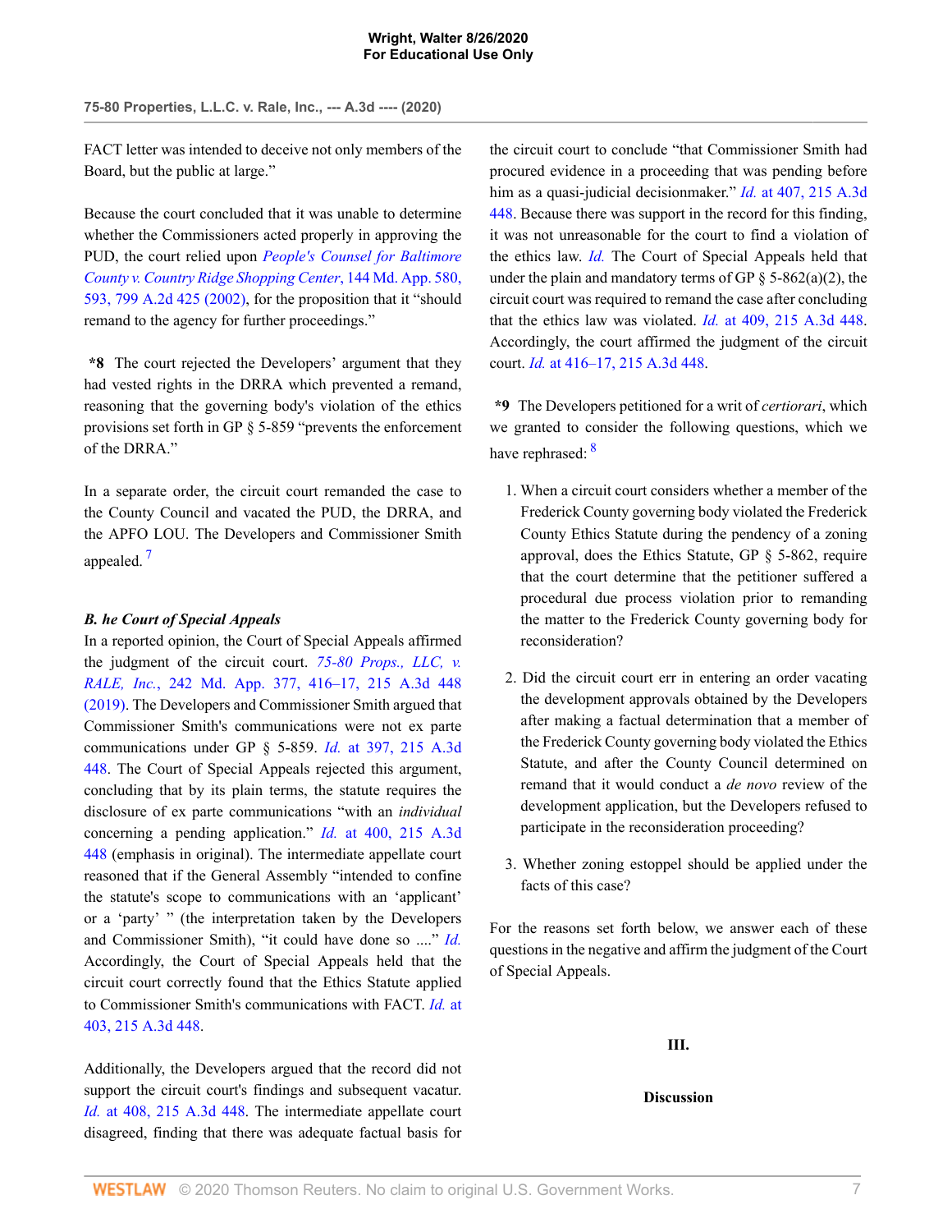FACT letter was intended to deceive not only members of the Board, but the public at large."

Because the court concluded that it was unable to determine whether the Commissioners acted properly in approving the PUD, the court relied upon *People's Counsel for Baltimore County v. Country Ridge Shopping Center*, 144 Md. App. 580, 593, 799 A.2d 425 (2002), for the proposition that it "should remand to the agency for further proceedings."

**\*8** The court rejected the Developers' argument that they had vested rights in the DRRA which prevented a remand, reasoning that the governing body's violation of the ethics provisions set forth in GP § 5-859 "prevents the enforcement of the DRRA."

In a separate order, the circuit court remanded the case to the County Council and vacated the PUD, the DRRA, and the APFO LOU. The Developers and Commissioner Smith appealed.[7]

### *B. he Court of Special Appeals*

In a reported opinion, the Court of Special Appeals affirmed the judgment of the circuit court. *75-80 Props., LLC, v. RALE, Inc.*, 242 Md. App. 377, 416–17, 215 A.3d 448 (2019). The Developers and Commissioner Smith argued that Commissioner Smith's communications were not ex parte communications under GP § 5-859. *Id.* at 397, 215 A.3d 448. The Court of Special Appeals rejected this argument, concluding that by its plain terms, the statute requires the disclosure of ex parte communications "with an *individual* concerning a pending application." *Id.* at 400, 215 A.3d 448 (emphasis in original). The intermediate appellate court reasoned that if the General Assembly "intended to confine the statute's scope to communications with an 'applicant' or a 'party' " (the interpretation taken by the Developers and Commissioner Smith), "it could have done so ...." *Id.* Accordingly, the Court of Special Appeals held that the circuit court correctly found that the Ethics Statute applied to Commissioner Smith's communications with FACT. *Id.* at 403, 215 A.3d 448.

Additionally, the Developers argued that the record did not support the circuit court's findings and subsequent vacatur. *Id.* at 408, 215 A.3d 448. The intermediate appellate court disagreed, finding that there was adequate factual basis for the circuit court to conclude "that Commissioner Smith had procured evidence in a proceeding that was pending before him as a quasi-judicial decisionmaker." *Id.* at 407, 215 A.3d 448. Because there was support in the record for this finding, it was not unreasonable for the court to find a violation of the ethics law. *Id.* The Court of Special Appeals held that under the plain and mandatory terms of GP § 5-862(a)(2), the circuit court was required to remand the case after concluding that the ethics law was violated. *Id.* at 409, 215 A.3d 448. Accordingly, the court affirmed the judgment of the circuit court. *Id.* at 416–17, 215 A.3d 448.

**\*9** The Developers petitioned for a writ of *certiorari*, which we granted to consider the following questions, which we have rephrased:[8]

1. When a circuit court considers whether a member of the Frederick County governing body violated the Frederick County Ethics Statute during the pendency of a zoning approval, does the Ethics Statute, GP § 5-862, require that the court determine that the petitioner suffered a procedural due process violation prior to remanding the matter to the Frederick County governing body for reconsideration?

2. Did the circuit court err in entering an order vacating the development approvals obtained by the Developers after making a factual determination that a member of the Frederick County governing body violated the Ethics Statute, and after the County Council determined on remand that it would conduct a *de novo* review of the development application, but the Developers refused to participate in the reconsideration proceeding?

3. Whether zoning estoppel should be applied under the facts of this case?

For the reasons set forth below, we answer each of these questions in the negative and affirm the judgment of the Court of Special Appeals.

## III.

## Discussion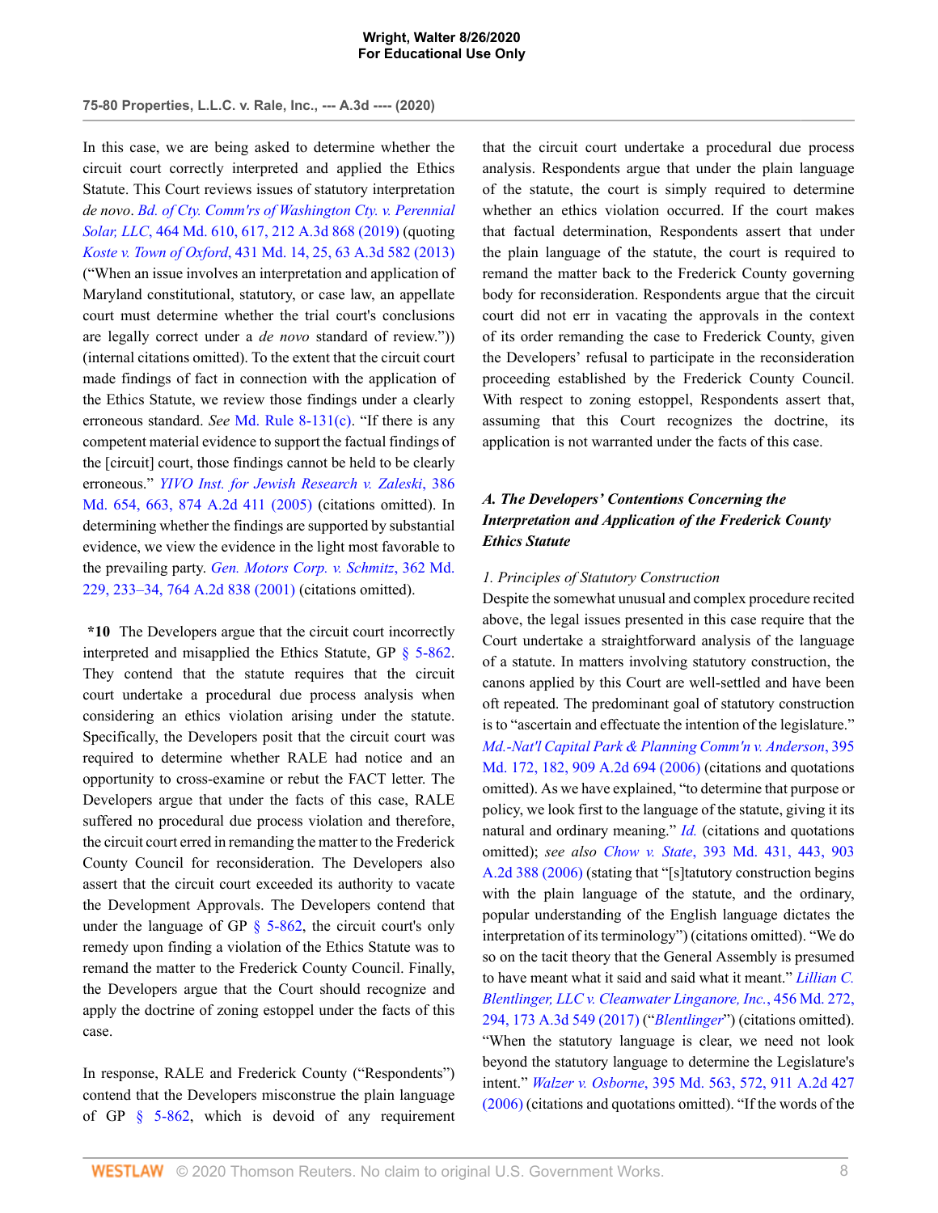In this case, we are being asked to determine whether the circuit court correctly interpreted and applied the Ethics Statute. This Court reviews issues of statutory interpretation *de novo*. *Bd. of Cty. Comm'rs of Washington Cty. v. Perennial Solar, LLC*, 464 Md. 610, 617, 212 A.3d 868 (2019) (quoting *Koste v. Town of Oxford*, 431 Md. 14, 25, 63 A.3d 582 (2013) ("When an issue involves an interpretation and application of Maryland constitutional, statutory, or case law, an appellate court must determine whether the trial court's conclusions are legally correct under a *de novo* standard of review.")) (internal citations omitted). To the extent that the circuit court made findings of fact in connection with the application of the Ethics Statute, we review those findings under a clearly erroneous standard. *See* Md. Rule 8-131(c). "If there is any competent material evidence to support the factual findings of the [circuit] court, those findings cannot be held to be clearly erroneous." *YIVO Inst. for Jewish Research v. Zaleski*, 386 Md. 654, 663, 874 A.2d 411 (2005) (citations omitted). In determining whether the findings are supported by substantial evidence, we view the evidence in the light most favorable to the prevailing party. *Gen. Motors Corp. v. Schmitz*, 362 Md. 229, 233–34, 764 A.2d 838 (2001) (citations omitted).

**\*10** The Developers argue that the circuit court incorrectly interpreted and misapplied the Ethics Statute, GP § 5-862. They contend that the statute requires that the circuit court undertake a procedural due process analysis when considering an ethics violation arising under the statute. Specifically, the Developers posit that the circuit court was required to determine whether RALE had notice and an opportunity to cross-examine or rebut the FACT letter. The Developers argue that under the facts of this case, RALE suffered no procedural due process violation and therefore, the circuit court erred in remanding the matter to the Frederick County Council for reconsideration. The Developers also assert that the circuit court exceeded its authority to vacate the Development Approvals. The Developers contend that under the language of GP § 5-862, the circuit court's only remedy upon finding a violation of the Ethics Statute was to remand the matter to the Frederick County Council. Finally, the Developers argue that the Court should recognize and apply the doctrine of zoning estoppel under the facts of this case.

In response, RALE and Frederick County ("Respondents") contend that the Developers misconstrue the plain language of GP § 5-862, which is devoid of any requirement that the circuit court undertake a procedural due process analysis. Respondents argue that under the plain language of the statute, the court is simply required to determine whether an ethics violation occurred. If the court makes that factual determination, Respondents assert that under the plain language of the statute, the court is required to remand the matter back to the Frederick County governing body for reconsideration. Respondents argue that the circuit court did not err in vacating the approvals in the context of its order remanding the case to Frederick County, given the Developers' refusal to participate in the reconsideration proceeding established by the Frederick County Council. With respect to zoning estoppel, Respondents assert that, assuming that this Court recognizes the doctrine, its application is not warranted under the facts of this case.

### *A. The Developers' Contentions Concerning the Interpretation and Application of the Frederick County Ethics Statute*

#### *1. Principles of Statutory Construction*

Despite the somewhat unusual and complex procedure recited above, the legal issues presented in this case require that the Court undertake a straightforward analysis of the language of a statute. In matters involving statutory construction, the canons applied by this Court are well-settled and have been oft repeated. The predominant goal of statutory construction is to "ascertain and effectuate the intention of the legislature." *Md.-Nat'l Capital Park & Planning Comm'n v. Anderson*, 395 Md. 172, 182, 909 A.2d 694 (2006) (citations and quotations omitted). As we have explained, "to determine that purpose or policy, we look first to the language of the statute, giving it its natural and ordinary meaning." *Id.* (citations and quotations omitted); *see also* *Chow v. State*, 393 Md. 431, 443, 903 A.2d 388 (2006) (stating that "[s]tatutory construction begins with the plain language of the statute, and the ordinary, popular understanding of the English language dictates the interpretation of its terminology") (citations omitted). "We do so on the tacit theory that the General Assembly is presumed to have meant what it said and said what it meant." *Lillian C. Blentlinger, LLC v. Cleanwater Linganore, Inc.*, 456 Md. 272, 294, 173 A.3d 549 (2017) ("*Blentlinger*") (citations omitted). "When the statutory language is clear, we need not look beyond the statutory language to determine the Legislature's intent." *Walzer v. Osborne*, 395 Md. 563, 572, 911 A.2d 427 (2006) (citations and quotations omitted). "If the words of the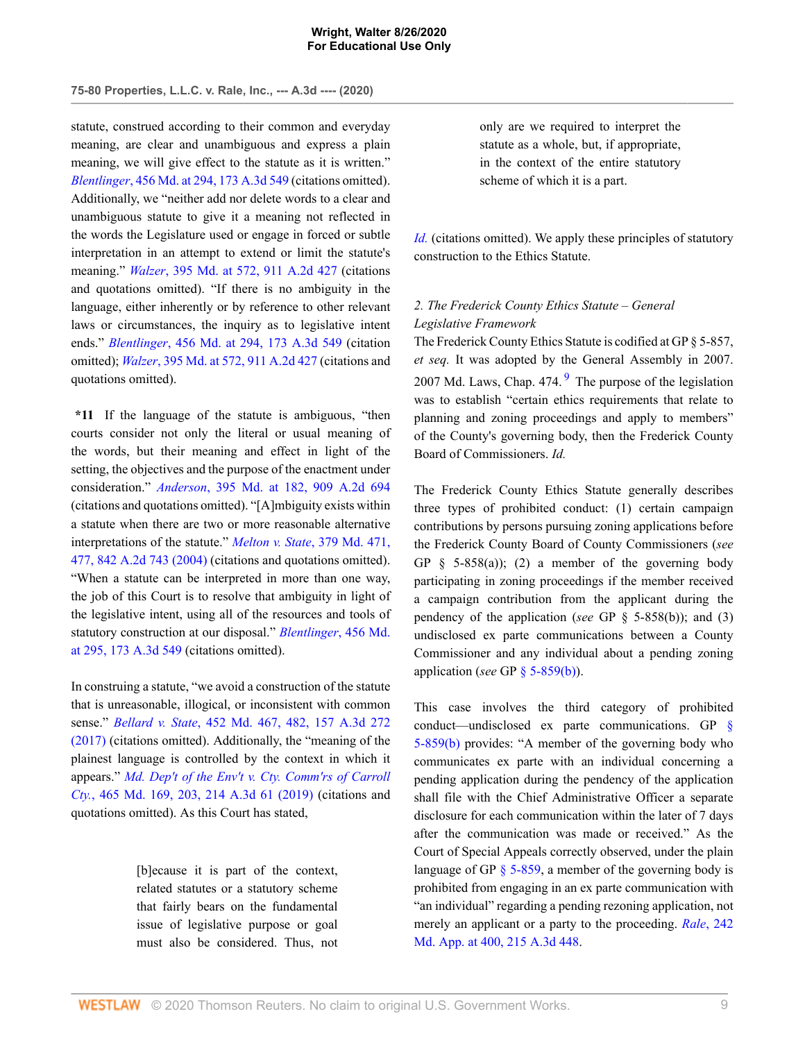statute, construed according to their common and everyday meaning, are clear and unambiguous and express a plain meaning, we will give effect to the statute as it is written." *Blentlinger*, 456 Md. at 294, 173 A.3d 549 (citations omitted). Additionally, we "neither add nor delete words to a clear and unambiguous statute to give it a meaning not reflected in the words the Legislature used or engage in forced or subtle interpretation in an attempt to extend or limit the statute's meaning." *Walzer*, 395 Md. at 572, 911 A.2d 427 (citations and quotations omitted). "If there is no ambiguity in the language, either inherently or by reference to other relevant laws or circumstances, the inquiry as to legislative intent ends." *Blentlinger*, 456 Md. at 294, 173 A.3d 549 (citation omitted); *Walzer*, 395 Md. at 572, 911 A.2d 427 (citations and quotations omitted).

**\*11** If the language of the statute is ambiguous, "then courts consider not only the literal or usual meaning of the words, but their meaning and effect in light of the setting, the objectives and the purpose of the enactment under consideration." *Anderson*, 395 Md. at 182, 909 A.2d 694 (citations and quotations omitted). "[A]mbiguity exists within a statute when there are two or more reasonable alternative interpretations of the statute." *Melton v. State*, 379 Md. 471, 477, 842 A.2d 743 (2004) (citations and quotations omitted). "When a statute can be interpreted in more than one way, the job of this Court is to resolve that ambiguity in light of the legislative intent, using all of the resources and tools of statutory construction at our disposal." *Blentlinger*, 456 Md. at 295, 173 A.3d 549 (citations omitted).

In construing a statute, "we avoid a construction of the statute that is unreasonable, illogical, or inconsistent with common sense." *Bellard v. State*, 452 Md. 467, 482, 157 A.3d 272 (2017) (citations omitted). Additionally, the "meaning of the plainest language is controlled by the context in which it appears." *Md. Dep't of the Env't v. Cty. Comm'rs of Carroll Cty.*, 465 Md. 169, 203, 214 A.3d 61 (2019) (citations and quotations omitted). As this Court has stated,

> [b]ecause it is part of the context, related statutes or a statutory scheme that fairly bears on the fundamental issue of legislative purpose or goal must also be considered. Thus, not only are we required to interpret the statute as a whole, but, if appropriate, in the context of the entire statutory scheme of which it is a part.

*Id.* (citations omitted). We apply these principles of statutory construction to the Ethics Statute.

*2. The Frederick County Ethics Statute – General Legislative Framework*

The Frederick County Ethics Statute is codified at GP § 5-857, *et seq.* It was adopted by the General Assembly in 2007. 2007 Md. Laws, Chap. 474.[9] The purpose of the legislation was to establish "certain ethics requirements that relate to planning and zoning proceedings and apply to members" of the County's governing body, then the Frederick County Board of Commissioners. *Id.*

The Frederick County Ethics Statute generally describes three types of prohibited conduct: (1) certain campaign contributions by persons pursuing zoning applications before the Frederick County Board of County Commissioners (*see* GP § 5-858(a)); (2) a member of the governing body participating in zoning proceedings if the member received a campaign contribution from the applicant during the pendency of the application (*see* GP § 5-858(b)); and (3) undisclosed ex parte communications between a County Commissioner and any individual about a pending zoning application (*see* GP § 5-859(b)).

This case involves the third category of prohibited conduct—undisclosed ex parte communications. GP § 5-859(b) provides: "A member of the governing body who communicates ex parte with an individual concerning a pending application during the pendency of the application shall file with the Chief Administrative Officer a separate disclosure for each communication within the later of 7 days after the communication was made or received." As the Court of Special Appeals correctly observed, under the plain language of GP § 5-859, a member of the governing body is prohibited from engaging in an ex parte communication with "an individual" regarding a pending rezoning application, not merely an applicant or a party to the proceeding. *Rale*, 242 Md. App. at 400, 215 A.3d 448.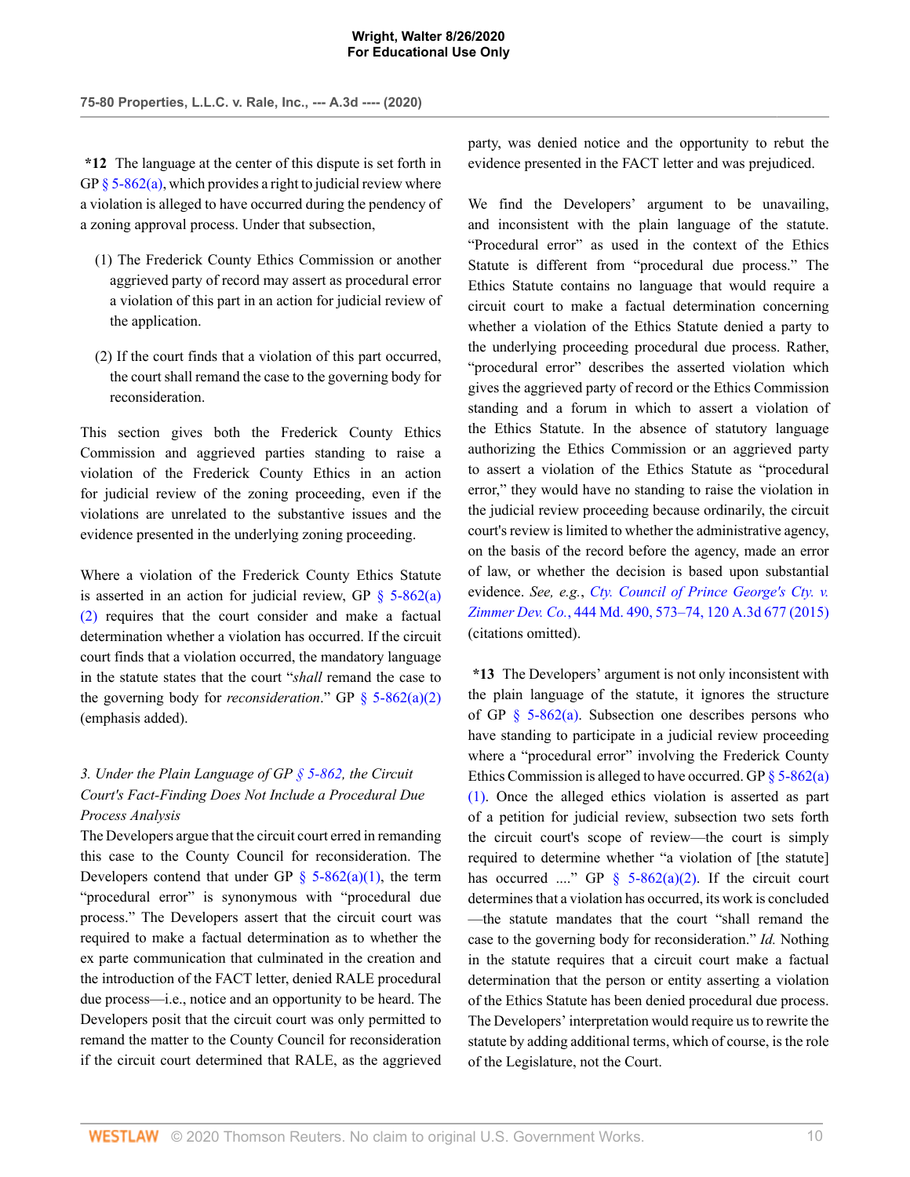**\*12** The language at the center of this dispute is set forth in GP § 5-862(a), which provides a right to judicial review where a violation is alleged to have occurred during the pendency of a zoning approval process. Under that subsection,

> (1) The Frederick County Ethics Commission or another aggrieved party of record may assert as procedural error a violation of this part in an action for judicial review of the application.
>
> (2) If the court finds that a violation of this part occurred, the court shall remand the case to the governing body for reconsideration.

This section gives both the Frederick County Ethics Commission and aggrieved parties standing to raise a violation of the Frederick County Ethics in an action for judicial review of the zoning proceeding, even if the violations are unrelated to the substantive issues and the evidence presented in the underlying zoning proceeding.

Where a violation of the Frederick County Ethics Statute is asserted in an action for judicial review, GP § 5-862(a)(2) requires that the court consider and make a factual determination whether a violation has occurred. If the circuit court finds that a violation occurred, the mandatory language in the statute states that the court "*shall* remand the case to the governing body for *reconsideration*." GP § 5-862(a)(2) (emphasis added).

*3. Under the Plain Language of GP § 5-862, the Circuit Court's Fact-Finding Does Not Include a Procedural Due Process Analysis*

The Developers argue that the circuit court erred in remanding this case to the County Council for reconsideration. The Developers contend that under GP § 5-862(a)(1), the term "procedural error" is synonymous with "procedural due process." The Developers assert that the circuit court was required to make a factual determination as to whether the ex parte communication that culminated in the creation and the introduction of the FACT letter, denied RALE procedural due process—i.e., notice and an opportunity to be heard. The Developers posit that the circuit court was only permitted to remand the matter to the County Council for reconsideration if the circuit court determined that RALE, as the aggrieved party, was denied notice and the opportunity to rebut the evidence presented in the FACT letter and was prejudiced.

We find the Developers' argument to be unavailing, and inconsistent with the plain language of the statute. "Procedural error" as used in the context of the Ethics Statute is different from "procedural due process." The Ethics Statute contains no language that would require a circuit court to make a factual determination concerning whether a violation of the Ethics Statute denied a party to the underlying proceeding procedural due process. Rather, "procedural error" describes the asserted violation which gives the aggrieved party of record or the Ethics Commission standing and a forum in which to assert a violation of the Ethics Statute. In the absence of statutory language authorizing the Ethics Commission or an aggrieved party to assert a violation of the Ethics Statute as "procedural error," they would have no standing to raise the violation in the judicial review proceeding because ordinarily, the circuit court's review is limited to whether the administrative agency, on the basis of the record before the agency, made an error of law, or whether the decision is based upon substantial evidence. *See, e.g., Cty. Council of Prince George's Cty. v. Zimmer Dev. Co.*, 444 Md. 490, 573–74, 120 A.3d 677 (2015) (citations omitted).

**\*13** The Developers' argument is not only inconsistent with the plain language of the statute, it ignores the structure of GP § 5-862(a). Subsection one describes persons who have standing to participate in a judicial review proceeding where a "procedural error" involving the Frederick County Ethics Commission is alleged to have occurred. GP § 5-862(a)(1). Once the alleged ethics violation is asserted as part of a petition for judicial review, subsection two sets forth the circuit court's scope of review—the court is simply required to determine whether "a violation of [the statute] has occurred ...." GP § 5-862(a)(2). If the circuit court determines that a violation has occurred, its work is concluded—the statute mandates that the court "shall remand the case to the governing body for reconsideration." *Id.* Nothing in the statute requires that a circuit court make a factual determination that the person or entity asserting a violation of the Ethics Statute has been denied procedural due process. The Developers' interpretation would require us to rewrite the statute by adding additional terms, which of course, is the role of the Legislature, not the Court.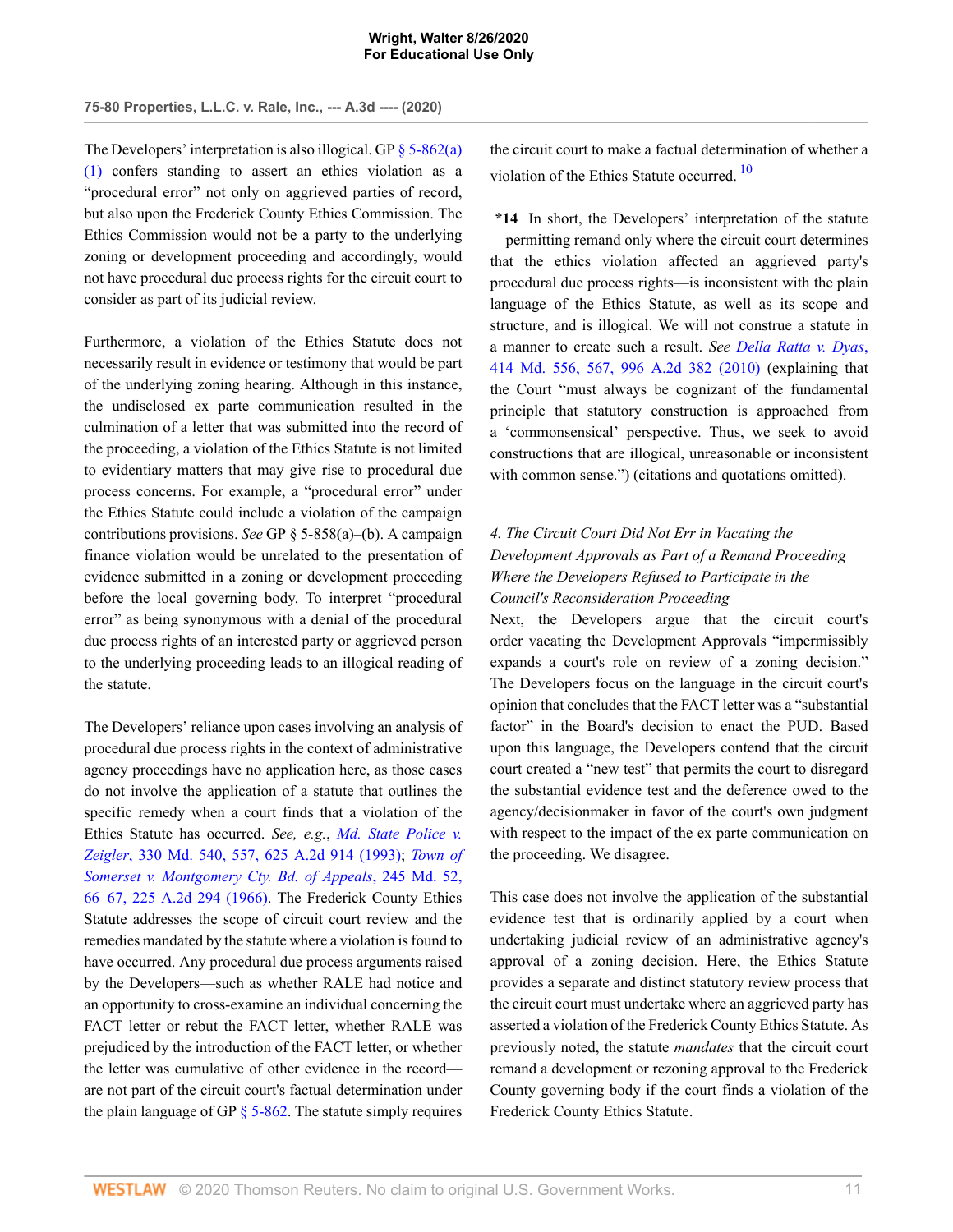The Developers' interpretation is also illogical. GP § 5-862(a)(1) confers standing to assert an ethics violation as a "procedural error" not only on aggrieved parties of record, but also upon the Frederick County Ethics Commission. The Ethics Commission would not be a party to the underlying zoning or development proceeding and accordingly, would not have procedural due process rights for the circuit court to consider as part of its judicial review.

Furthermore, a violation of the Ethics Statute does not necessarily result in evidence or testimony that would be part of the underlying zoning hearing. Although in this instance, the undisclosed ex parte communication resulted in the culmination of a letter that was submitted into the record of the proceeding, a violation of the Ethics Statute is not limited to evidentiary matters that may give rise to procedural due process concerns. For example, a "procedural error" under the Ethics Statute could include a violation of the campaign contributions provisions. *See* GP § 5-858(a)–(b). A campaign finance violation would be unrelated to the presentation of evidence submitted in a zoning or development proceeding before the local governing body. To interpret "procedural error" as being synonymous with a denial of the procedural due process rights of an interested party or aggrieved person to the underlying proceeding leads to an illogical reading of the statute.

The Developers' reliance upon cases involving an analysis of procedural due process rights in the context of administrative agency proceedings have no application here, as those cases do not involve the application of a statute that outlines the specific remedy when a court finds that a violation of the Ethics Statute has occurred. *See, e.g.*, *Md. State Police v. Zeigler*, 330 Md. 540, 557, 625 A.2d 914 (1993); *Town of Somerset v. Montgomery Cty. Bd. of Appeals*, 245 Md. 52, 66–67, 225 A.2d 294 (1966). The Frederick County Ethics Statute addresses the scope of circuit court review and the remedies mandated by the statute where a violation is found to have occurred. Any procedural due process arguments raised by the Developers—such as whether RALE had notice and an opportunity to cross-examine an individual concerning the FACT letter or rebut the FACT letter, whether RALE was prejudiced by the introduction of the FACT letter, or whether the letter was cumulative of other evidence in the record—are not part of the circuit court's factual determination under the plain language of GP § 5-862. The statute simply requires the circuit court to make a factual determination of whether a violation of the Ethics Statute occurred. [10]

**\*14** In short, the Developers' interpretation of the statute—permitting remand only where the circuit court determines that the ethics violation affected an aggrieved party's procedural due process rights—is inconsistent with the plain language of the Ethics Statute, as well as its scope and structure, and is illogical. We will not construe a statute in a manner to create such a result. *See Della Ratta v. Dyas*, 414 Md. 556, 567, 996 A.2d 382 (2010) (explaining that the Court "must always be cognizant of the fundamental principle that statutory construction is approached from a 'commonsensical' perspective. Thus, we seek to avoid constructions that are illogical, unreasonable or inconsistent with common sense.") (citations and quotations omitted).

### *4. The Circuit Court Did Not Err in Vacating the Development Approvals as Part of a Remand Proceeding Where the Developers Refused to Participate in the Council's Reconsideration Proceeding*

Next, the Developers argue that the circuit court's order vacating the Development Approvals "impermissibly expands a court's role on review of a zoning decision." The Developers focus on the language in the circuit court's opinion that concludes that the FACT letter was a "substantial factor" in the Board's decision to enact the PUD. Based upon this language, the Developers contend that the circuit court created a "new test" that permits the court to disregard the substantial evidence test and the deference owed to the agency/decisionmaker in favor of the court's own judgment with respect to the impact of the ex parte communication on the proceeding. We disagree.

This case does not involve the application of the substantial evidence test that is ordinarily applied by a court when undertaking judicial review of an administrative agency's approval of a zoning decision. Here, the Ethics Statute provides a separate and distinct statutory review process that the circuit court must undertake where an aggrieved party has asserted a violation of the Frederick County Ethics Statute. As previously noted, the statute *mandates* that the circuit court remand a development or rezoning approval to the Frederick County governing body if the court finds a violation of the Frederick County Ethics Statute.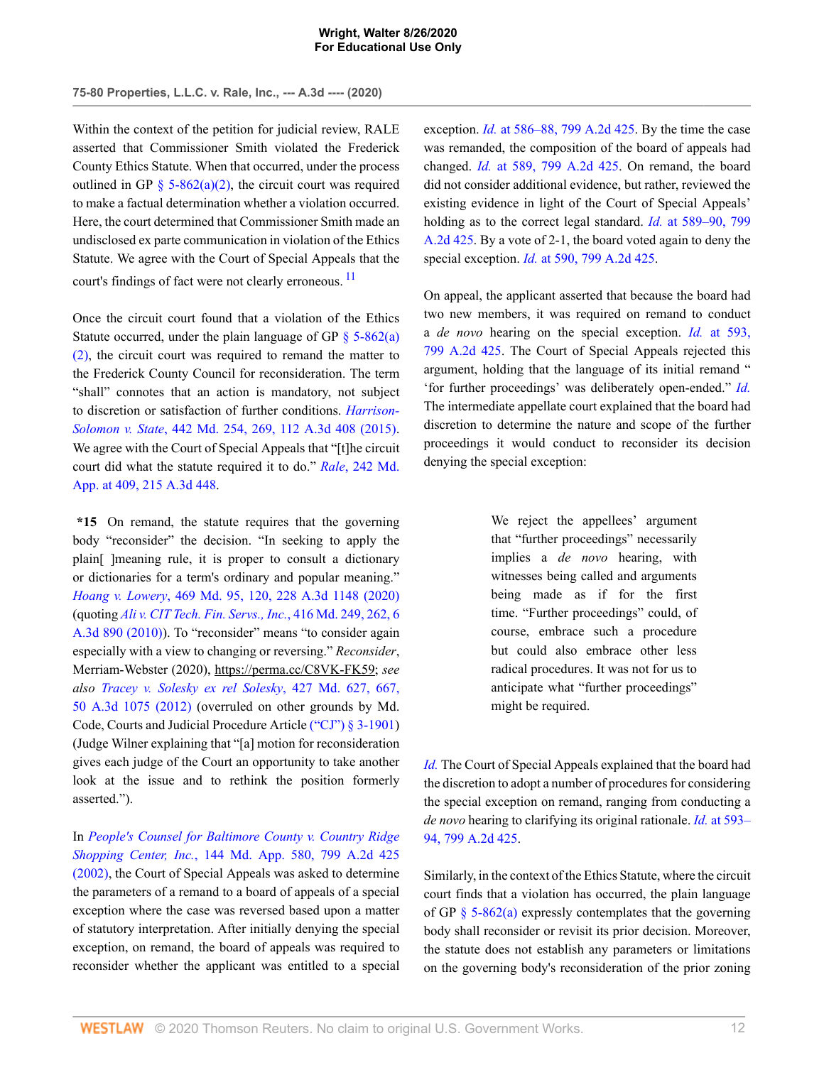Within the context of the petition for judicial review, RALE asserted that Commissioner Smith violated the Frederick County Ethics Statute. When that occurred, under the process outlined in GP § 5-862(a)(2), the circuit court was required to make a factual determination whether a violation occurred. Here, the court determined that Commissioner Smith made an undisclosed ex parte communication in violation of the Ethics Statute. We agree with the Court of Special Appeals that the court's findings of fact were not clearly erroneous. [11]

Once the circuit court found that a violation of the Ethics Statute occurred, under the plain language of GP § 5-862(a)(2), the circuit court was required to remand the matter to the Frederick County Council for reconsideration. The term "shall" connotes that an action is mandatory, not subject to discretion or satisfaction of further conditions. *Harrison-Solomon v. State*, 442 Md. 254, 269, 112 A.3d 408 (2015). We agree with the Court of Special Appeals that "[t]he circuit court did what the statute required it to do." *Rale*, 242 Md. App. at 409, 215 A.3d 448.

**\*15** On remand, the statute requires that the governing body "reconsider" the decision. "In seeking to apply the plain[ ]meaning rule, it is proper to consult a dictionary or dictionaries for a term's ordinary and popular meaning." *Hoang v. Lowery*, 469 Md. 95, 120, 228 A.3d 1148 (2020) (quoting *Ali v. CIT Tech. Fin. Servs., Inc.*, 416 Md. 249, 262, 6 A.3d 890 (2010)). To "reconsider" means "to consider again especially with a view to changing or reversing." *Reconsider*, Merriam-Webster (2020), https://perma.cc/C8VK-FK59; *see also Tracey v. Solesky ex rel Solesky*, 427 Md. 627, 667, 50 A.3d 1075 (2012) (overruled on other grounds by Md. Code, Courts and Judicial Procedure Article ("CJ") § 3-1901) (Judge Wilner explaining that "[a] motion for reconsideration gives each judge of the Court an opportunity to take another look at the issue and to rethink the position formerly asserted.").

In *People's Counsel for Baltimore County v. Country Ridge Shopping Center, Inc.*, 144 Md. App. 580, 799 A.2d 425 (2002), the Court of Special Appeals was asked to determine the parameters of a remand to a board of appeals of a special exception where the case was reversed based upon a matter of statutory interpretation. After initially denying the special exception, on remand, the board of appeals was required to reconsider whether the applicant was entitled to a special exception. *Id.* at 586–88, 799 A.2d 425. By the time the case was remanded, the composition of the board of appeals had changed. *Id.* at 589, 799 A.2d 425. On remand, the board did not consider additional evidence, but rather, reviewed the existing evidence in light of the Court of Special Appeals' holding as to the correct legal standard. *Id.* at 589–90, 799 A.2d 425. By a vote of 2-1, the board voted again to deny the special exception. *Id.* at 590, 799 A.2d 425.

On appeal, the applicant asserted that because the board had two new members, it was required on remand to conduct a *de novo* hearing on the special exception. *Id.* at 593, 799 A.2d 425. The Court of Special Appeals rejected this argument, holding that the language of its initial remand " 'for further proceedings' was deliberately open-ended." *Id.* The intermediate appellate court explained that the board had discretion to determine the nature and scope of the further proceedings it would conduct to reconsider its decision denying the special exception:

> We reject the appellees' argument that "further proceedings" necessarily implies a *de novo* hearing, with witnesses being called and arguments being made as if for the first time. "Further proceedings" could, of course, embrace such a procedure but could also embrace other less radical procedures. It was not for us to anticipate what "further proceedings" might be required.

*Id.* The Court of Special Appeals explained that the board had the discretion to adopt a number of procedures for considering the special exception on remand, ranging from conducting a *de novo* hearing to clarifying its original rationale. *Id.* at 593–94, 799 A.2d 425.

Similarly, in the context of the Ethics Statute, where the circuit court finds that a violation has occurred, the plain language of GP § 5-862(a) expressly contemplates that the governing body shall reconsider or revisit its prior decision. Moreover, the statute does not establish any parameters or limitations on the governing body's reconsideration of the prior zoning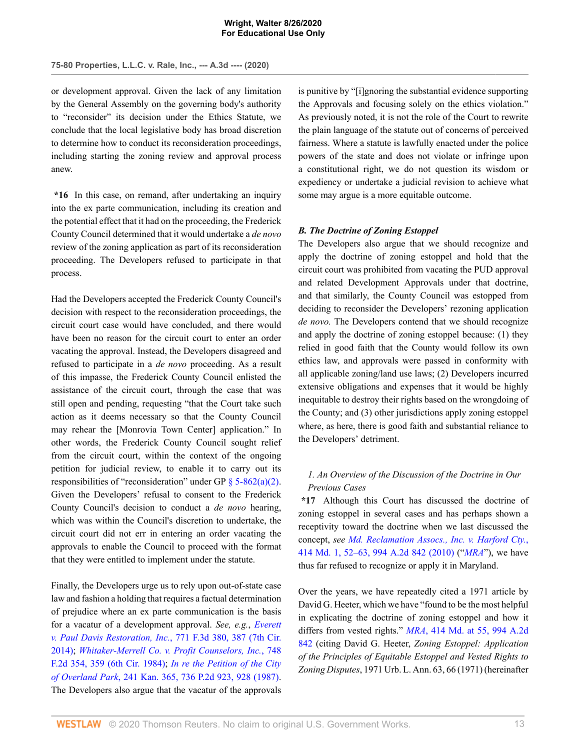or development approval. Given the lack of any limitation by the General Assembly on the governing body's authority to "reconsider" its decision under the Ethics Statute, we conclude that the local legislative body has broad discretion to determine how to conduct its reconsideration proceedings, including starting the zoning review and approval process anew.

**\*16** In this case, on remand, after undertaking an inquiry into the ex parte communication, including its creation and the potential effect that it had on the proceeding, the Frederick County Council determined that it would undertake a *de novo* review of the zoning application as part of its reconsideration proceeding. The Developers refused to participate in that process.

Had the Developers accepted the Frederick County Council's decision with respect to the reconsideration proceedings, the circuit court case would have concluded, and there would have been no reason for the circuit court to enter an order vacating the approval. Instead, the Developers disagreed and refused to participate in a *de novo* proceeding. As a result of this impasse, the Frederick County Council enlisted the assistance of the circuit court, through the case that was still open and pending, requesting "that the Court take such action as it deems necessary so that the County Council may rehear the [Monrovia Town Center] application." In other words, the Frederick County Council sought relief from the circuit court, within the context of the ongoing petition for judicial review, to enable it to carry out its responsibilities of "reconsideration" under GP § 5-862(a)(2). Given the Developers' refusal to consent to the Frederick County Council's decision to conduct a *de novo* hearing, which was within the Council's discretion to undertake, the circuit court did not err in entering an order vacating the approvals to enable the Council to proceed with the format that they were entitled to implement under the statute.

Finally, the Developers urge us to rely upon out-of-state case law and fashion a holding that requires a factual determination of prejudice where an ex parte communication is the basis for a vacatur of a development approval. *See, e.g.*, *Everett v. Paul Davis Restoration, Inc.*, 771 F.3d 380, 387 (7th Cir. 2014); *Whitaker-Merrell Co. v. Profit Counselors, Inc.*, 748 F.2d 354, 359 (6th Cir. 1984); *In re the Petition of the City of Overland Park*, 241 Kan. 365, 736 P.2d 923, 928 (1987). The Developers also argue that the vacatur of the approvals is punitive by "[i]gnoring the substantial evidence supporting the Approvals and focusing solely on the ethics violation." As previously noted, it is not the role of the Court to rewrite the plain language of the statute out of concerns of perceived fairness. Where a statute is lawfully enacted under the police powers of the state and does not violate or infringe upon a constitutional right, we do not question its wisdom or expediency or undertake a judicial revision to achieve what some may argue is a more equitable outcome.

### *B. The Doctrine of Zoning Estoppel*

The Developers also argue that we should recognize and apply the doctrine of zoning estoppel and hold that the circuit court was prohibited from vacating the PUD approval and related Development Approvals under that doctrine, and that similarly, the County Council was estopped from deciding to reconsider the Developers' rezoning application *de novo.* The Developers contend that we should recognize and apply the doctrine of zoning estoppel because: (1) they relied in good faith that the County would follow its own ethics law, and approvals were passed in conformity with all applicable zoning/land use laws; (2) Developers incurred extensive obligations and expenses that it would be highly inequitable to destroy their rights based on the wrongdoing of the County; and (3) other jurisdictions apply zoning estoppel where, as here, there is good faith and substantial reliance to the Developers' detriment.

#### *1. An Overview of the Discussion of the Doctrine in Our Previous Cases*

**\*17** Although this Court has discussed the doctrine of zoning estoppel in several cases and has perhaps shown a receptivity toward the doctrine when we last discussed the concept, *see Md. Reclamation Assocs., Inc. v. Harford Cty.*, 414 Md. 1, 52–63, 994 A.2d 842 (2010) ("*MRA*"), we have thus far refused to recognize or apply it in Maryland.

Over the years, we have repeatedly cited a 1971 article by David G. Heeter, which we have "found to be the most helpful in explicating the doctrine of zoning estoppel and how it differs from vested rights." *MRA*, 414 Md. at 55, 994 A.2d 842 (citing David G. Heeter, *Zoning Estoppel: Application of the Principles of Equitable Estoppel and Vested Rights to Zoning Disputes*, 1971 Urb. L. Ann. 63, 66 (1971) (hereinafter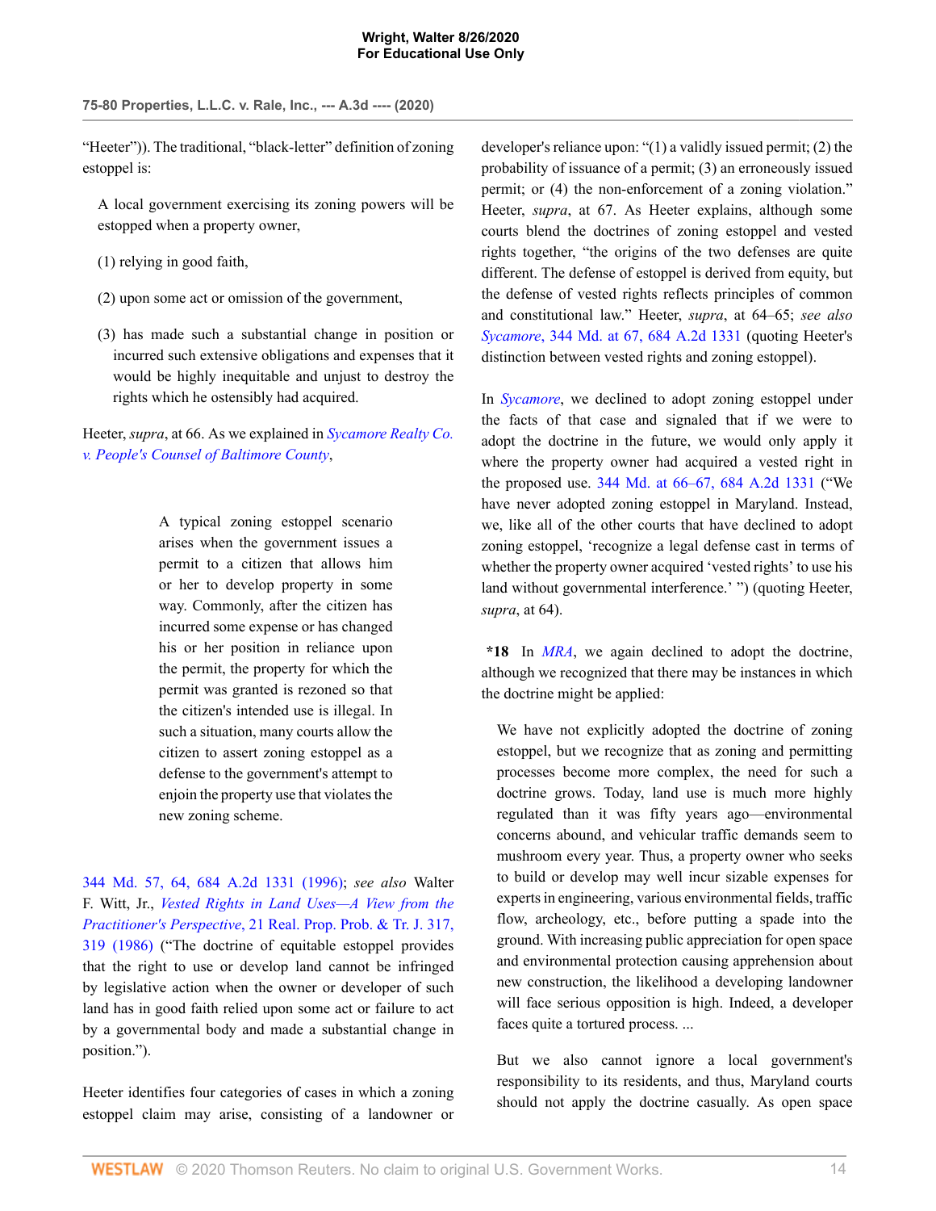"Heeter")). The traditional, "black-letter" definition of zoning estoppel is:

> A local government exercising its zoning powers will be estopped when a property owner,
>
> (1) relying in good faith,
>
> (2) upon some act or omission of the government,
>
> (3) has made such a substantial change in position or incurred such extensive obligations and expenses that it would be highly inequitable and unjust to destroy the rights which he ostensibly had acquired.

Heeter, *supra*, at 66. As we explained in *Sycamore Realty Co. v. People's Counsel of Baltimore County*,

> A typical zoning estoppel scenario arises when the government issues a permit to a citizen that allows him or her to develop property in some way. Commonly, after the citizen has incurred some expense or has changed his or her position in reliance upon the permit, the property for which the permit was granted is rezoned so that the citizen's intended use is illegal. In such a situation, many courts allow the citizen to assert zoning estoppel as a defense to the government's attempt to enjoin the property use that violates the new zoning scheme.

344 Md. 57, 64, 684 A.2d 1331 (1996); *see also* Walter F. Witt, Jr., *Vested Rights in Land Uses—A View from the Practitioner's Perspective*, 21 Real. Prop. Prob. & Tr. J. 317, 319 (1986) ("The doctrine of equitable estoppel provides that the right to use or develop land cannot be infringed by legislative action when the owner or developer of such land has in good faith relied upon some act or failure to act by a governmental body and made a substantial change in position.").

Heeter identifies four categories of cases in which a zoning estoppel claim may arise, consisting of a landowner or developer's reliance upon: "(1) a validly issued permit; (2) the probability of issuance of a permit; (3) an erroneously issued permit; or (4) the non-enforcement of a zoning violation." Heeter, *supra*, at 67. As Heeter explains, although some courts blend the doctrines of zoning estoppel and vested rights together, "the origins of the two defenses are quite different. The defense of estoppel is derived from equity, but the defense of vested rights reflects principles of common and constitutional law." Heeter, *supra*, at 64–65; *see also* *Sycamore*, 344 Md. at 67, 684 A.2d 1331 (quoting Heeter's distinction between vested rights and zoning estoppel).

In *Sycamore*, we declined to adopt zoning estoppel under the facts of that case and signaled that if we were to adopt the doctrine in the future, we would only apply it where the property owner had acquired a vested right in the proposed use. 344 Md. at 66–67, 684 A.2d 1331 ("We have never adopted zoning estoppel in Maryland. Instead, we, like all of the other courts that have declined to adopt zoning estoppel, 'recognize a legal defense cast in terms of whether the property owner acquired 'vested rights' to use his land without governmental interference.' ") (quoting Heeter, *supra*, at 64).

**\*18** In *MRA*, we again declined to adopt the doctrine, although we recognized that there may be instances in which the doctrine might be applied:

> We have not explicitly adopted the doctrine of zoning estoppel, but we recognize that as zoning and permitting processes become more complex, the need for such a doctrine grows. Today, land use is much more highly regulated than it was fifty years ago—environmental concerns abound, and vehicular traffic demands seem to mushroom every year. Thus, a property owner who seeks to build or develop may well incur sizable expenses for experts in engineering, various environmental fields, traffic flow, archeology, etc., before putting a spade into the ground. With increasing public appreciation for open space and environmental protection causing apprehension about new construction, the likelihood a developing landowner will face serious opposition is high. Indeed, a developer faces quite a tortured process. ...
>
> But we also cannot ignore a local government's responsibility to its residents, and thus, Maryland courts should not apply the doctrine casually. As open space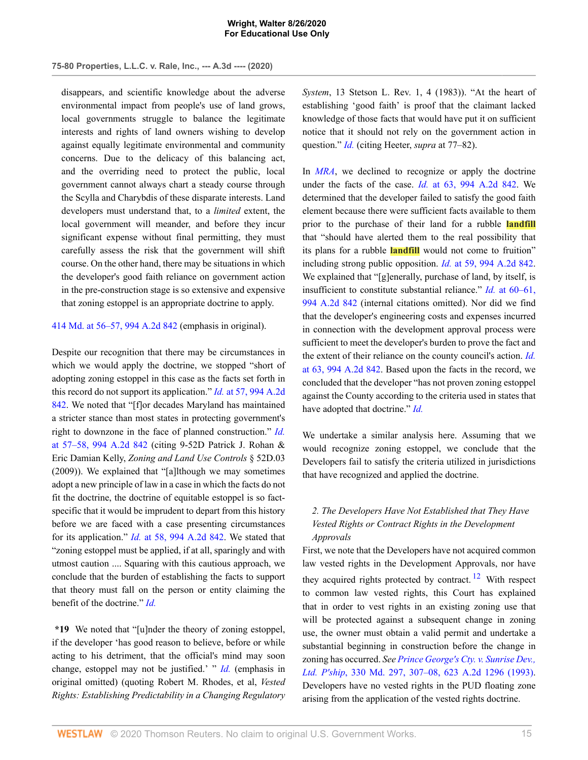disappears, and scientific knowledge about the adverse environmental impact from people's use of land grows, local governments struggle to balance the legitimate interests and rights of land owners wishing to develop against equally legitimate environmental and community concerns. Due to the delicacy of this balancing act, and the overriding need to protect the public, local government cannot always chart a steady course through the Scylla and Charybdis of these disparate interests. Land developers must understand that, to a *limited* extent, the local government will meander, and before they incur significant expense without final permitting, they must carefully assess the risk that the government will shift course. On the other hand, there may be situations in which the developer's good faith reliance on government action in the pre-construction stage is so extensive and expensive that zoning estoppel is an appropriate doctrine to apply.

414 Md. at 56–57, 994 A.2d 842 (emphasis in original).

Despite our recognition that there may be circumstances in which we would apply the doctrine, we stopped "short of adopting zoning estoppel in this case as the facts set forth in this record do not support its application." *Id.* at 57, 994 A.2d 842. We noted that "[f]or decades Maryland has maintained a stricter stance than most states in protecting government's right to downzone in the face of planned construction." *Id.* at 57–58, 994 A.2d 842 (citing 9-52D Patrick J. Rohan & Eric Damian Kelly, *Zoning and Land Use Controls* § 52D.03 (2009)). We explained that "[a]lthough we may sometimes adopt a new principle of law in a case in which the facts do not fit the doctrine, the doctrine of equitable estoppel is so fact-specific that it would be imprudent to depart from this history before we are faced with a case presenting circumstances for its application." *Id.* at 58, 994 A.2d 842. We stated that "zoning estoppel must be applied, if at all, sparingly and with utmost caution .... Squaring with this cautious approach, we conclude that the burden of establishing the facts to support that theory must fall on the person or entity claiming the benefit of the doctrine." *Id.*

**\*19** We noted that "[u]nder the theory of zoning estoppel, if the developer 'has good reason to believe, before or while acting to his detriment, that the official's mind may soon change, estoppel may not be justified.' " *Id.* (emphasis in original omitted) (quoting Robert M. Rhodes, et al, *Vested Rights: Establishing Predictability in a Changing Regulatory System*, 13 Stetson L. Rev. 1, 4 (1983)). "At the heart of establishing 'good faith' is proof that the claimant lacked knowledge of those facts that would have put it on sufficient notice that it should not rely on the government action in question." *Id.* (citing Heeter, *supra* at 77–82).

In *MRA*, we declined to recognize or apply the doctrine under the facts of the case. *Id.* at 63, 994 A.2d 842. We determined that the developer failed to satisfy the good faith element because there were sufficient facts available to them prior to the purchase of their land for a rubble **landfill** that "should have alerted them to the real possibility that its plans for a rubble **landfill** would not come to fruition" including strong public opposition. *Id.* at 59, 994 A.2d 842. We explained that "[g]enerally, purchase of land, by itself, is insufficient to constitute substantial reliance." *Id.* at 60–61, 994 A.2d 842 (internal citations omitted). Nor did we find that the developer's engineering costs and expenses incurred in connection with the development approval process were sufficient to meet the developer's burden to prove the fact and the extent of their reliance on the county council's action. *Id.* at 63, 994 A.2d 842. Based upon the facts in the record, we concluded that the developer "has not proven zoning estoppel against the County according to the criteria used in states that have adopted that doctrine." *Id.*

We undertake a similar analysis here. Assuming that we would recognize zoning estoppel, we conclude that the Developers fail to satisfy the criteria utilized in jurisdictions that have recognized and applied the doctrine.

*2. The Developers Have Not Established that They Have Vested Rights or Contract Rights in the Development Approvals*

First, we note that the Developers have not acquired common law vested rights in the Development Approvals, nor have they acquired rights protected by contract.[12] With respect to common law vested rights, this Court has explained that in order to vest rights in an existing zoning use that will be protected against a subsequent change in zoning use, the owner must obtain a valid permit and undertake a substantial beginning in construction before the change in zoning has occurred. *See Prince George's Cty. v. Sunrise Dev., Ltd. P'ship*, 330 Md. 297, 307–08, 623 A.2d 1296 (1993). Developers have no vested rights in the PUD floating zone arising from the application of the vested rights doctrine.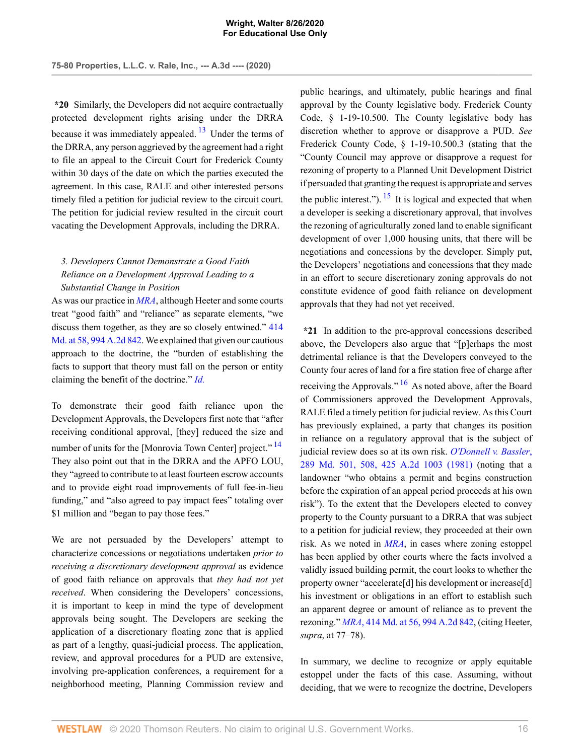**\*20** Similarly, the Developers did not acquire contractually protected development rights arising under the DRRA because it was immediately appealed.[13] Under the terms of the DRRA, any person aggrieved by the agreement had a right to file an appeal to the Circuit Court for Frederick County within 30 days of the date on which the parties executed the agreement. In this case, RALE and other interested persons timely filed a petition for judicial review to the circuit court. The petition for judicial review resulted in the circuit court vacating the Development Approvals, including the DRRA.

### *3. Developers Cannot Demonstrate a Good Faith Reliance on a Development Approval Leading to a Substantial Change in Position*

As was our practice in *MRA*, although Heeter and some courts treat "good faith" and "reliance" as separate elements, "we discuss them together, as they are so closely entwined." 414 Md. at 58, 994 A.2d 842. We explained that given our cautious approach to the doctrine, the "burden of establishing the facts to support that theory must fall on the person or entity claiming the benefit of the doctrine." *Id.*

To demonstrate their good faith reliance upon the Development Approvals, the Developers first note that "after receiving conditional approval, [they] reduced the size and number of units for the [Monrovia Town Center] project."[14] They also point out that in the DRRA and the APFO LOU, they "agreed to contribute to at least fourteen escrow accounts and to provide eight road improvements of full fee-in-lieu funding," and "also agreed to pay impact fees" totaling over $1 million and "began to pay those fees."

We are not persuaded by the Developers' attempt to characterize concessions or negotiations undertaken *prior to receiving a discretionary development approval* as evidence of good faith reliance on approvals that *they had not yet received*. When considering the Developers' concessions, it is important to keep in mind the type of development approvals being sought. The Developers are seeking the application of a discretionary floating zone that is applied as part of a lengthy, quasi-judicial process. The application, review, and approval procedures for a PUD are extensive, involving pre-application conferences, a requirement for a neighborhood meeting, Planning Commission review and public hearings, and ultimately, public hearings and final approval by the County legislative body. Frederick County Code, § 1-19-10.500. The County legislative body has discretion whether to approve or disapprove a PUD. *See* Frederick County Code, § 1-19-10.500.3 (stating that the "County Council may approve or disapprove a request for rezoning of property to a Planned Unit Development District if persuaded that granting the request is appropriate and serves the public interest.").[15] It is logical and expected that when a developer is seeking a discretionary approval, that involves the rezoning of agriculturally zoned land to enable significant development of over 1,000 housing units, that there will be negotiations and concessions by the developer. Simply put, the Developers' negotiations and concessions that they made in an effort to secure discretionary zoning approvals do not constitute evidence of good faith reliance on development approvals that they had not yet received.

**\*21** In addition to the pre-approval concessions described above, the Developers also argue that "[p]erhaps the most detrimental reliance is that the Developers conveyed to the County four acres of land for a fire station free of charge after receiving the Approvals."[16] As noted above, after the Board of Commissioners approved the Development Approvals, RALE filed a timely petition for judicial review. As this Court has previously explained, a party that changes its position in reliance on a regulatory approval that is the subject of judicial review does so at its own risk. *O'Donnell v. Bassler*, 289 Md. 501, 508, 425 A.2d 1003 (1981) (noting that a landowner "who obtains a permit and begins construction before the expiration of an appeal period proceeds at his own risk"). To the extent that the Developers elected to convey property to the County pursuant to a DRRA that was subject to a petition for judicial review, they proceeded at their own risk. As we noted in *MRA*, in cases where zoning estoppel has been applied by other courts where the facts involved a validly issued building permit, the court looks to whether the property owner "accelerate[d] his development or increase[d] his investment or obligations in an effort to establish such an apparent degree or amount of reliance as to prevent the rezoning." *MRA*, 414 Md. at 56, 994 A.2d 842, (citing Heeter, *supra*, at 77–78).

In summary, we decline to recognize or apply equitable estoppel under the facts of this case. Assuming, without deciding, that we were to recognize the doctrine, Developers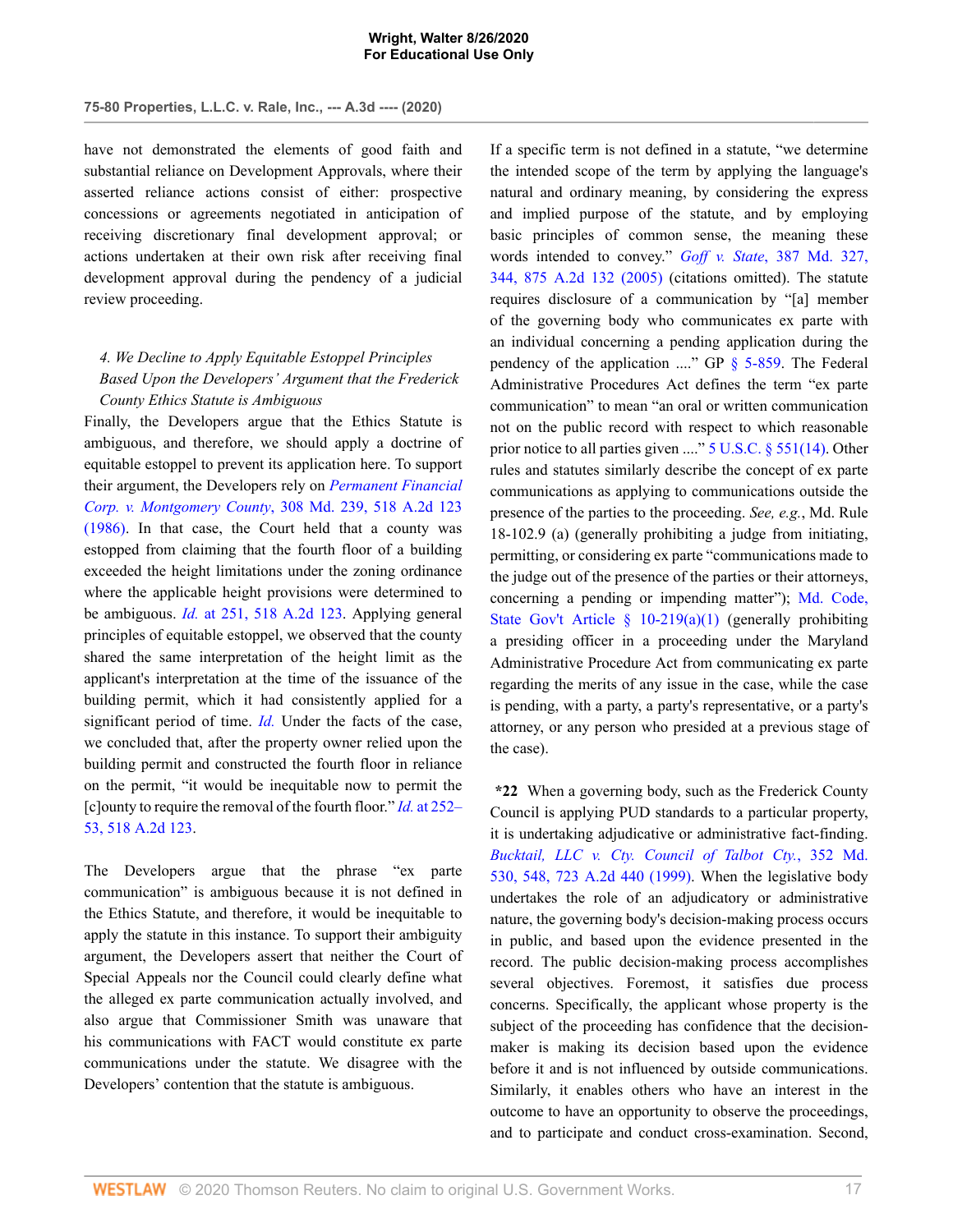have not demonstrated the elements of good faith and substantial reliance on Development Approvals, where their asserted reliance actions consist of either: prospective concessions or agreements negotiated in anticipation of receiving discretionary final development approval; or actions undertaken at their own risk after receiving final development approval during the pendency of a judicial review proceeding.

### *4. We Decline to Apply Equitable Estoppel Principles Based Upon the Developers' Argument that the Frederick County Ethics Statute is Ambiguous*

Finally, the Developers argue that the Ethics Statute is ambiguous, and therefore, we should apply a doctrine of equitable estoppel to prevent its application here. To support their argument, the Developers rely on *Permanent Financial Corp. v. Montgomery County*, 308 Md. 239, 518 A.2d 123 (1986). In that case, the Court held that a county was estopped from claiming that the fourth floor of a building exceeded the height limitations under the zoning ordinance where the applicable height provisions were determined to be ambiguous. *Id.* at 251, 518 A.2d 123. Applying general principles of equitable estoppel, we observed that the county shared the same interpretation of the height limit as the applicant's interpretation at the time of the issuance of the building permit, which it had consistently applied for a significant period of time. *Id.* Under the facts of the case, we concluded that, after the property owner relied upon the building permit and constructed the fourth floor in reliance on the permit, "it would be inequitable now to permit the [c]ounty to require the removal of the fourth floor." *Id.* at 252–53, 518 A.2d 123.

The Developers argue that the phrase "ex parte communication" is ambiguous because it is not defined in the Ethics Statute, and therefore, it would be inequitable to apply the statute in this instance. To support their ambiguity argument, the Developers assert that neither the Court of Special Appeals nor the Council could clearly define what the alleged ex parte communication actually involved, and also argue that Commissioner Smith was unaware that his communications with FACT would constitute ex parte communications under the statute. We disagree with the Developers' contention that the statute is ambiguous.

If a specific term is not defined in a statute, "we determine the intended scope of the term by applying the language's natural and ordinary meaning, by considering the express and implied purpose of the statute, and by employing basic principles of common sense, the meaning these words intended to convey." *Goff v. State*, 387 Md. 327, 344, 875 A.2d 132 (2005) (citations omitted). The statute requires disclosure of a communication by "[a] member of the governing body who communicates ex parte with an individual concerning a pending application during the pendency of the application ...." GP § 5-859. The Federal Administrative Procedures Act defines the term "ex parte communication" to mean "an oral or written communication not on the public record with respect to which reasonable prior notice to all parties given ...." 5 U.S.C. § 551(14). Other rules and statutes similarly describe the concept of ex parte communications as applying to communications outside the presence of the parties to the proceeding. *See, e.g.*, Md. Rule 18-102.9 (a) (generally prohibiting a judge from initiating, permitting, or considering ex parte "communications made to the judge out of the presence of the parties or their attorneys, concerning a pending or impending matter"); Md. Code, State Gov't Article § 10-219(a)(1) (generally prohibiting a presiding officer in a proceeding under the Maryland Administrative Procedure Act from communicating ex parte regarding the merits of any issue in the case, while the case is pending, with a party, a party's representative, or a party's attorney, or any person who presided at a previous stage of the case).

**\*22** When a governing body, such as the Frederick County Council is applying PUD standards to a particular property, it is undertaking adjudicative or administrative fact-finding. *Bucktail, LLC v. Cty. Council of Talbot Cty.*, 352 Md. 530, 548, 723 A.2d 440 (1999). When the legislative body undertakes the role of an adjudicatory or administrative nature, the governing body's decision-making process occurs in public, and based upon the evidence presented in the record. The public decision-making process accomplishes several objectives. Foremost, it satisfies due process concerns. Specifically, the applicant whose property is the subject of the proceeding has confidence that the decision-maker is making its decision based upon the evidence before it and is not influenced by outside communications. Similarly, it enables others who have an interest in the outcome to have an opportunity to observe the proceedings, and to participate and conduct cross-examination. Second,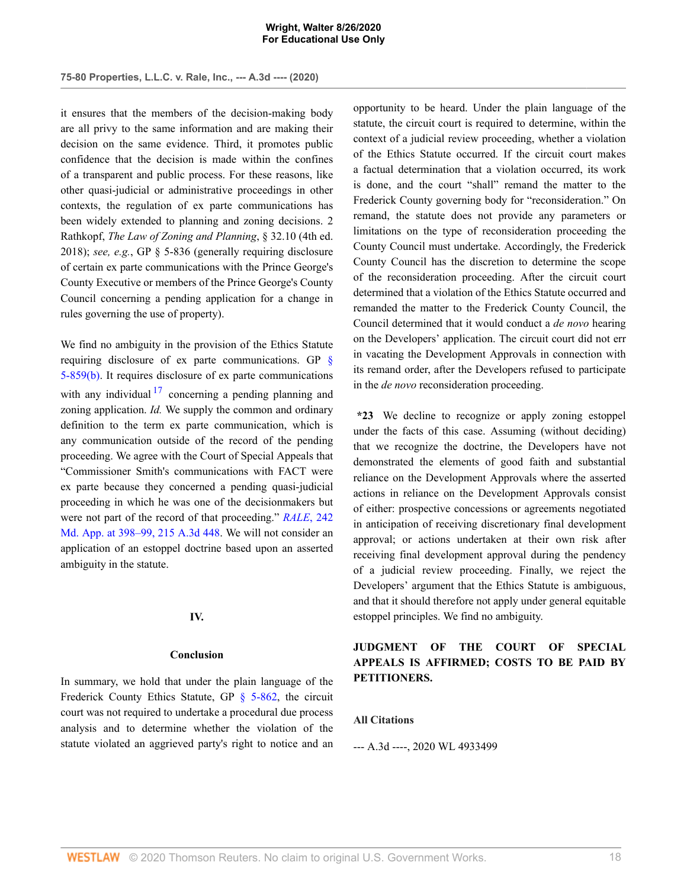it ensures that the members of the decision-making body are all privy to the same information and are making their decision on the same evidence. Third, it promotes public confidence that the decision is made within the confines of a transparent and public process. For these reasons, like other quasi-judicial or administrative proceedings in other contexts, the regulation of ex parte communications has been widely extended to planning and zoning decisions. 2 Rathkopf, *The Law of Zoning and Planning*, § 32.10 (4th ed. 2018); *see, e.g.*, GP § 5-836 (generally requiring disclosure of certain ex parte communications with the Prince George's County Executive or members of the Prince George's County Council concerning a pending application for a change in rules governing the use of property).

We find no ambiguity in the provision of the Ethics Statute requiring disclosure of ex parte communications. GP § 5-859(b). It requires disclosure of ex parte communications with any individual [17] concerning a pending planning and zoning application. *Id.* We supply the common and ordinary definition to the term ex parte communication, which is any communication outside of the record of the pending proceeding. We agree with the Court of Special Appeals that "Commissioner Smith's communications with FACT were ex parte because they concerned a pending quasi-judicial proceeding in which he was one of the decisionmakers but were not part of the record of that proceeding." *RALE*, 242 Md. App. at 398–99, 215 A.3d 448. We will not consider an application of an estoppel doctrine based upon an asserted ambiguity in the statute.

## IV.

### Conclusion

In summary, we hold that under the plain language of the Frederick County Ethics Statute, GP § 5-862, the circuit court was not required to undertake a procedural due process analysis and to determine whether the violation of the statute violated an aggrieved party's right to notice and an opportunity to be heard. Under the plain language of the statute, the circuit court is required to determine, within the context of a judicial review proceeding, whether a violation of the Ethics Statute occurred. If the circuit court makes a factual determination that a violation occurred, its work is done, and the court "shall" remand the matter to the Frederick County governing body for "reconsideration." On remand, the statute does not provide any parameters or limitations on the type of reconsideration proceeding the County Council must undertake. Accordingly, the Frederick County Council has the discretion to determine the scope of the reconsideration proceeding. After the circuit court determined that a violation of the Ethics Statute occurred and remanded the matter to the Frederick County Council, the Council determined that it would conduct a *de novo* hearing on the Developers' application. The circuit court did not err in vacating the Development Approvals in connection with its remand order, after the Developers refused to participate in the *de novo* reconsideration proceeding.

**\*23** We decline to recognize or apply zoning estoppel under the facts of this case. Assuming (without deciding) that we recognize the doctrine, the Developers have not demonstrated the elements of good faith and substantial reliance on the Development Approvals where the asserted actions in reliance on the Development Approvals consist of either: prospective concessions or agreements negotiated in anticipation of receiving discretionary final development approval; or actions undertaken at their own risk after receiving final development approval during the pendency of a judicial review proceeding. Finally, we reject the Developers' argument that the Ethics Statute is ambiguous, and that it should therefore not apply under general equitable estoppel principles. We find no ambiguity.

**JUDGMENT OF THE COURT OF SPECIAL APPEALS IS AFFIRMED; COSTS TO BE PAID BY PETITIONERS.**

### All Citations

--- A.3d ----, 2020 WL 4933499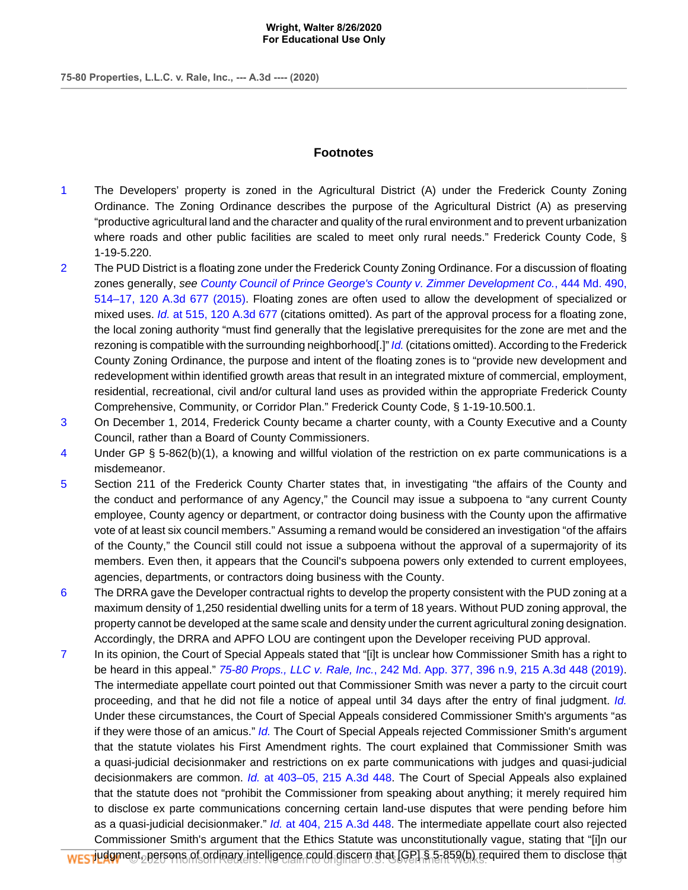## Footnotes

1 The Developers' property is zoned in the Agricultural District (A) under the Frederick County Zoning Ordinance. The Zoning Ordinance describes the purpose of the Agricultural District (A) as preserving "productive agricultural land and the character and quality of the rural environment and to prevent urbanization where roads and other public facilities are scaled to meet only rural needs." Frederick County Code, § 1-19-5.220.

2 The PUD District is a floating zone under the Frederick County Zoning Ordinance. For a discussion of floating zones generally, *see County Council of Prince George's County v. Zimmer Development Co.*, 444 Md. 490, 514–17, 120 A.3d 677 (2015). Floating zones are often used to allow the development of specialized or mixed uses. *Id.* at 515, 120 A.3d 677 (citations omitted). As part of the approval process for a floating zone, the local zoning authority "must find generally that the legislative prerequisites for the zone are met and the rezoning is compatible with the surrounding neighborhood[.]" *Id.* (citations omitted). According to the Frederick County Zoning Ordinance, the purpose and intent of the floating zones is to "provide new development and redevelopment within identified growth areas that result in an integrated mixture of commercial, employment, residential, recreational, civil and/or cultural land uses as provided within the appropriate Frederick County Comprehensive, Community, or Corridor Plan." Frederick County Code, § 1-19-10.500.1.

3 On December 1, 2014, Frederick County became a charter county, with a County Executive and a County Council, rather than a Board of County Commissioners.

4 Under GP § 5-862(b)(1), a knowing and willful violation of the restriction on ex parte communications is a misdemeanor.

5 Section 211 of the Frederick County Charter states that, in investigating "the affairs of the County and the conduct and performance of any Agency," the Council may issue a subpoena to "any current County employee, County agency or department, or contractor doing business with the County upon the affirmative vote of at least six council members." Assuming a remand would be considered an investigation "of the affairs of the County," the Council still could not issue a subpoena without the approval of a supermajority of its members. Even then, it appears that the Council's subpoena powers only extended to current employees, agencies, departments, or contractors doing business with the County.

6 The DRRA gave the Developer contractual rights to develop the property consistent with the PUD zoning at a maximum density of 1,250 residential dwelling units for a term of 18 years. Without PUD zoning approval, the property cannot be developed at the same scale and density under the current agricultural zoning designation. Accordingly, the DRRA and APFO LOU are contingent upon the Developer receiving PUD approval.

7 In its opinion, the Court of Special Appeals stated that "[i]t is unclear how Commissioner Smith has a right to be heard in this appeal." *75-80 Props., LLC v. Rale, Inc.*, 242 Md. App. 377, 396 n.9, 215 A.3d 448 (2019). The intermediate appellate court pointed out that Commissioner Smith was never a party to the circuit court proceeding, and that he did not file a notice of appeal until 34 days after the entry of final judgment. *Id.* Under these circumstances, the Court of Special Appeals considered Commissioner Smith's arguments "as if they were those of an amicus." *Id.* The Court of Special Appeals rejected Commissioner Smith's argument that the statute violates his First Amendment rights. The court explained that Commissioner Smith was a quasi-judicial decisionmaker and restrictions on ex parte communications with judges and quasi-judicial decisionmakers are common. *Id.* at 403–05, 215 A.3d 448. The Court of Special Appeals also explained that the statute does not "prohibit the Commissioner from speaking about anything; it merely required him to disclose ex parte communications concerning certain land-use disputes that were pending before him as a quasi-judicial decisionmaker." *Id.* at 404, 215 A.3d 448. The intermediate appellate court also rejected Commissioner Smith's argument that the Ethics Statute was unconstitutionally vague, stating that "[i]n our judgment, persons of ordinary intelligence could discern that [GP] § 5-859(b) required them to disclose that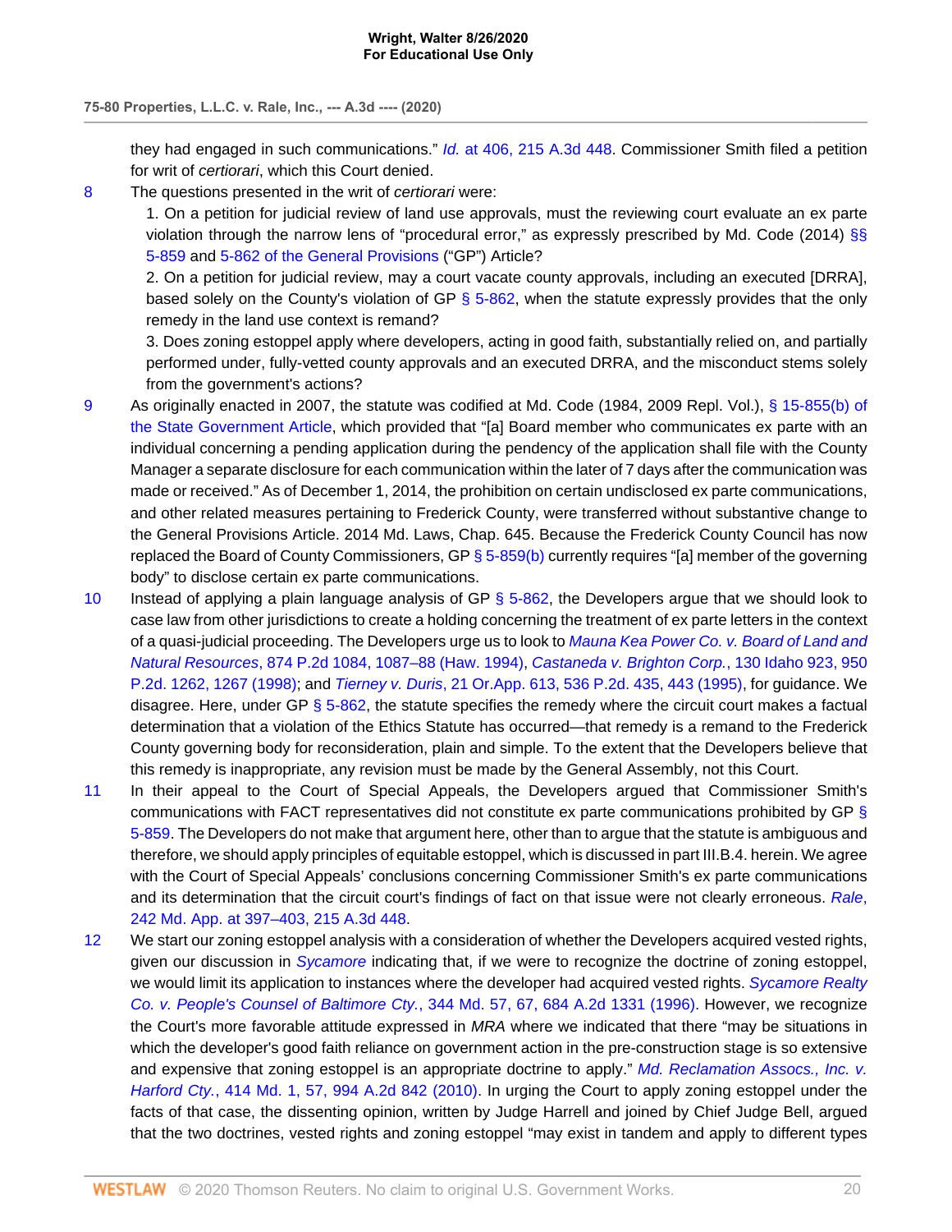they had engaged in such communications." *Id.* at 406, 215 A.3d 448. Commissioner Smith filed a petition for writ of *certiorari*, which this Court denied.

8 The questions presented in the writ of *certiorari* were:

1. On a petition for judicial review of land use approvals, must the reviewing court evaluate an ex parte violation through the narrow lens of "procedural error," as expressly prescribed by Md. Code (2014) §§ 5-859 and 5-862 of the General Provisions ("GP") Article?

2. On a petition for judicial review, may a court vacate county approvals, including an executed [DRRA], based solely on the County's violation of GP § 5-862, when the statute expressly provides that the only remedy in the land use context is remand?

3. Does zoning estoppel apply where developers, acting in good faith, substantially relied on, and partially performed under, fully-vetted county approvals and an executed DRRA, and the misconduct stems solely from the government's actions?

9 As originally enacted in 2007, the statute was codified at Md. Code (1984, 2009 Repl. Vol.), § 15-855(b) of the State Government Article, which provided that "[a] Board member who communicates ex parte with an individual concerning a pending application during the pendency of the application shall file with the County Manager a separate disclosure for each communication within the later of 7 days after the communication was made or received." As of December 1, 2014, the prohibition on certain undisclosed ex parte communications, and other related measures pertaining to Frederick County, were transferred without substantive change to the General Provisions Article. 2014 Md. Laws, Chap. 645. Because the Frederick County Council has now replaced the Board of County Commissioners, GP § 5-859(b) currently requires "[a] member of the governing body" to disclose certain ex parte communications.

10 Instead of applying a plain language analysis of GP § 5-862, the Developers argue that we should look to case law from other jurisdictions to create a holding concerning the treatment of ex parte letters in the context of a quasi-judicial proceeding. The Developers urge us to look to *Mauna Kea Power Co. v. Board of Land and Natural Resources*, 874 P.2d 1084, 1087–88 (Haw. 1994), *Castaneda v. Brighton Corp.*, 130 Idaho 923, 950 P.2d. 1262, 1267 (1998); and *Tierney v. Duris*, 21 Or.App. 613, 536 P.2d. 435, 443 (1995), for guidance. We disagree. Here, under GP § 5-862, the statute specifies the remedy where the circuit court makes a factual determination that a violation of the Ethics Statute has occurred—that remedy is a remand to the Frederick County governing body for reconsideration, plain and simple. To the extent that the Developers believe that this remedy is inappropriate, any revision must be made by the General Assembly, not this Court.

11 In their appeal to the Court of Special Appeals, the Developers argued that Commissioner Smith's communications with FACT representatives did not constitute ex parte communications prohibited by GP § 5-859. The Developers do not make that argument here, other than to argue that the statute is ambiguous and therefore, we should apply principles of equitable estoppel, which is discussed in part III.B.4. herein. We agree with the Court of Special Appeals' conclusions concerning Commissioner Smith's ex parte communications and its determination that the circuit court's findings of fact on that issue were not clearly erroneous. *Rale*, 242 Md. App. at 397–403, 215 A.3d 448.

12 We start our zoning estoppel analysis with a consideration of whether the Developers acquired vested rights, given our discussion in *Sycamore* indicating that, if we were to recognize the doctrine of zoning estoppel, we would limit its application to instances where the developer had acquired vested rights. *Sycamore Realty Co. v. People's Counsel of Baltimore Cty.*, 344 Md. 57, 67, 684 A.2d 1331 (1996). However, we recognize the Court's more favorable attitude expressed in *MRA* where we indicated that there "may be situations in which the developer's good faith reliance on government action in the pre-construction stage is so extensive and expensive that zoning estoppel is an appropriate doctrine to apply." *Md. Reclamation Assocs., Inc. v. Harford Cty.*, 414 Md. 1, 57, 994 A.2d 842 (2010). In urging the Court to apply zoning estoppel under the facts of that case, the dissenting opinion, written by Judge Harrell and joined by Chief Judge Bell, argued that the two doctrines, vested rights and zoning estoppel "may exist in tandem and apply to different types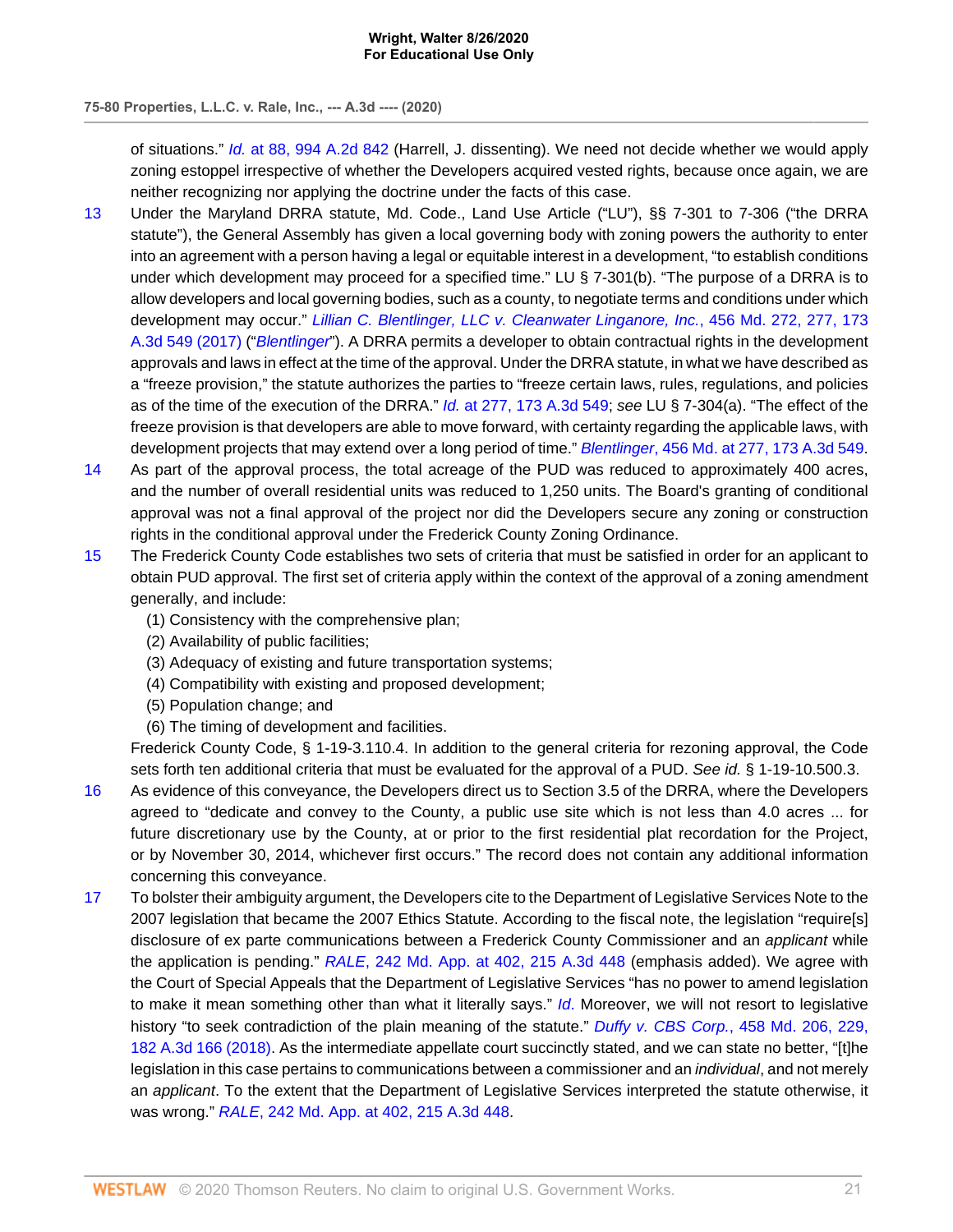of situations." *Id.* at 88, 994 A.2d 842 (Harrell, J. dissenting). We need not decide whether we would apply zoning estoppel irrespective of whether the Developers acquired vested rights, because once again, we are neither recognizing nor applying the doctrine under the facts of this case.

13 Under the Maryland DRRA statute, Md. Code., Land Use Article ("LU"), §§ 7-301 to 7-306 ("the DRRA statute"), the General Assembly has given a local governing body with zoning powers the authority to enter into an agreement with a person having a legal or equitable interest in a development, "to establish conditions under which development may proceed for a specified time." LU § 7-301(b). "The purpose of a DRRA is to allow developers and local governing bodies, such as a county, to negotiate terms and conditions under which development may occur." *Lillian C. Blentlinger, LLC v. Cleanwater Linganore, Inc.*, 456 Md. 272, 277, 173 A.3d 549 (2017) ("*Blentlinger*"). A DRRA permits a developer to obtain contractual rights in the development approvals and laws in effect at the time of the approval. Under the DRRA statute, in what we have described as a "freeze provision," the statute authorizes the parties to "freeze certain laws, rules, regulations, and policies as of the time of the execution of the DRRA." *Id.* at 277, 173 A.3d 549; *see* LU § 7-304(a). "The effect of the freeze provision is that developers are able to move forward, with certainty regarding the applicable laws, with development projects that may extend over a long period of time." *Blentlinger*, 456 Md. at 277, 173 A.3d 549.

14 As part of the approval process, the total acreage of the PUD was reduced to approximately 400 acres, and the number of overall residential units was reduced to 1,250 units. The Board's granting of conditional approval was not a final approval of the project nor did the Developers secure any zoning or construction rights in the conditional approval under the Frederick County Zoning Ordinance.

15 The Frederick County Code establishes two sets of criteria that must be satisfied in order for an applicant to obtain PUD approval. The first set of criteria apply within the context of the approval of a zoning amendment generally, and include:

(1) Consistency with the comprehensive plan;
(2) Availability of public facilities;
(3) Adequacy of existing and future transportation systems;
(4) Compatibility with existing and proposed development;
(5) Population change; and
(6) The timing of development and facilities.

Frederick County Code, § 1-19-3.110.4. In addition to the general criteria for rezoning approval, the Code sets forth ten additional criteria that must be evaluated for the approval of a PUD. *See id.* § 1-19-10.500.3.

16 As evidence of this conveyance, the Developers direct us to Section 3.5 of the DRRA, where the Developers agreed to "dedicate and convey to the County, a public use site which is not less than 4.0 acres ... for future discretionary use by the County, at or prior to the first residential plat recordation for the Project, or by November 30, 2014, whichever first occurs." The record does not contain any additional information concerning this conveyance.

17 To bolster their ambiguity argument, the Developers cite to the Department of Legislative Services Note to the 2007 legislation that became the 2007 Ethics Statute. According to the fiscal note, the legislation "require[s] disclosure of ex parte communications between a Frederick County Commissioner and an *applicant* while the application is pending." *RALE*, 242 Md. App. at 402, 215 A.3d 448 (emphasis added). We agree with the Court of Special Appeals that the Department of Legislative Services "has no power to amend legislation to make it mean something other than what it literally says." *Id*. Moreover, we will not resort to legislative history "to seek contradiction of the plain meaning of the statute." *Duffy v. CBS Corp.*, 458 Md. 206, 229, 182 A.3d 166 (2018). As the intermediate appellate court succinctly stated, and we can state no better, "[t]he legislation in this case pertains to communications between a commissioner and an *individual*, and not merely an *applicant*. To the extent that the Department of Legislative Services interpreted the statute otherwise, it was wrong." *RALE*, 242 Md. App. at 402, 215 A.3d 448.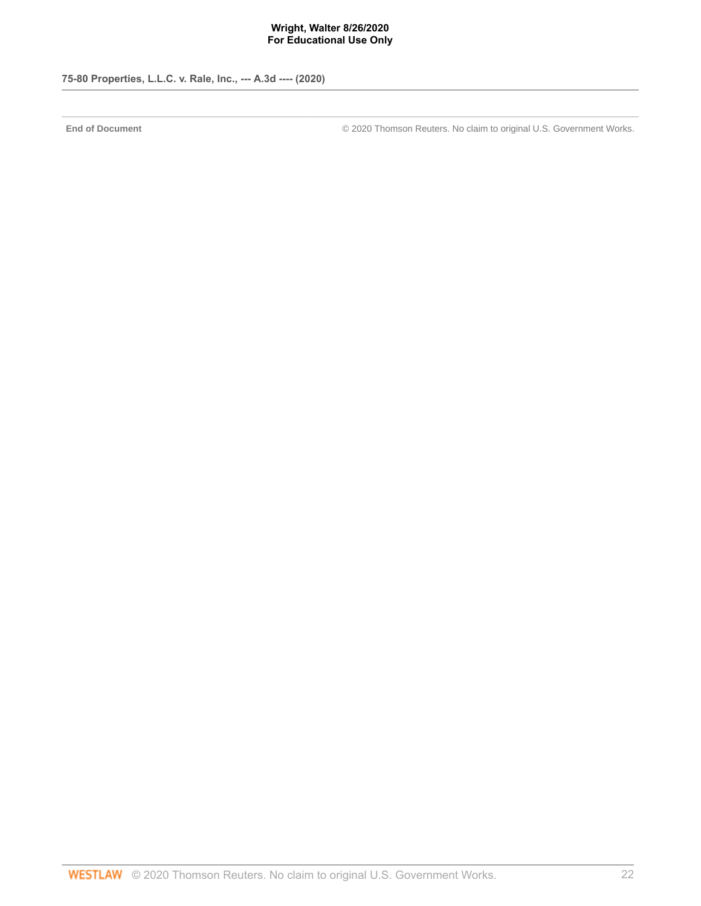End of Document

© 2020 Thomson Reuters. No claim to original U.S. Government Works.